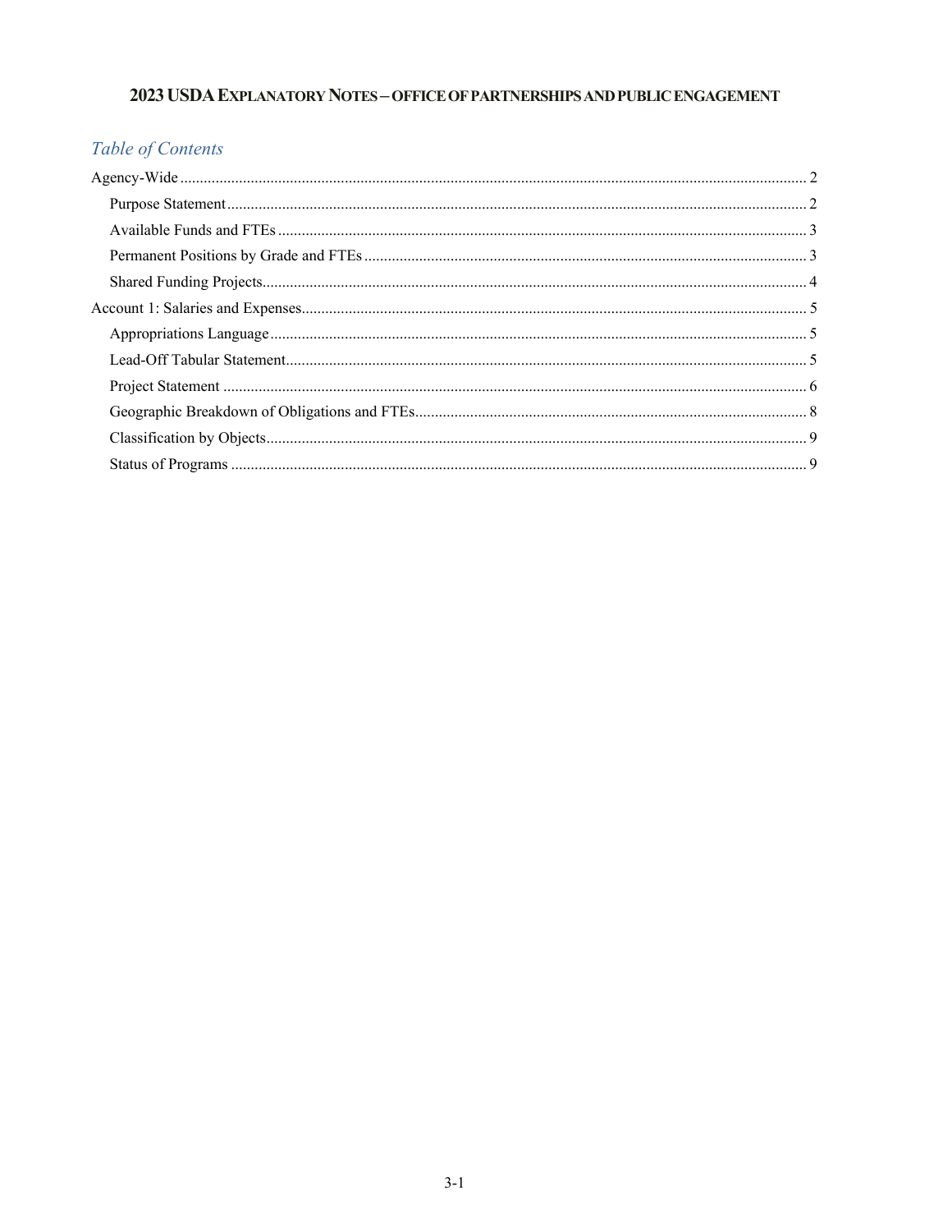# 2023 USDA EXPLANATORY NOTES – OFFICE OF PARTNERSHIPS AND PUBLIC ENGAGEMENT

## *Table of Contents*

- Agency-Wide ........ 2
  - Purpose Statement ........ 2
  - Available Funds and FTEs ........ 3
  - Permanent Positions by Grade and FTEs ........ 3
  - Shared Funding Projects ........ 4
- Account 1: Salaries and Expenses ........ 5
  - Appropriations Language ........ 5
  - Lead-Off Tabular Statement ........ 5
  - Project Statement ........ 6
  - Geographic Breakdown of Obligations and FTEs ........ 8
  - Classification by Objects ........ 9
  - Status of Programs ........ 9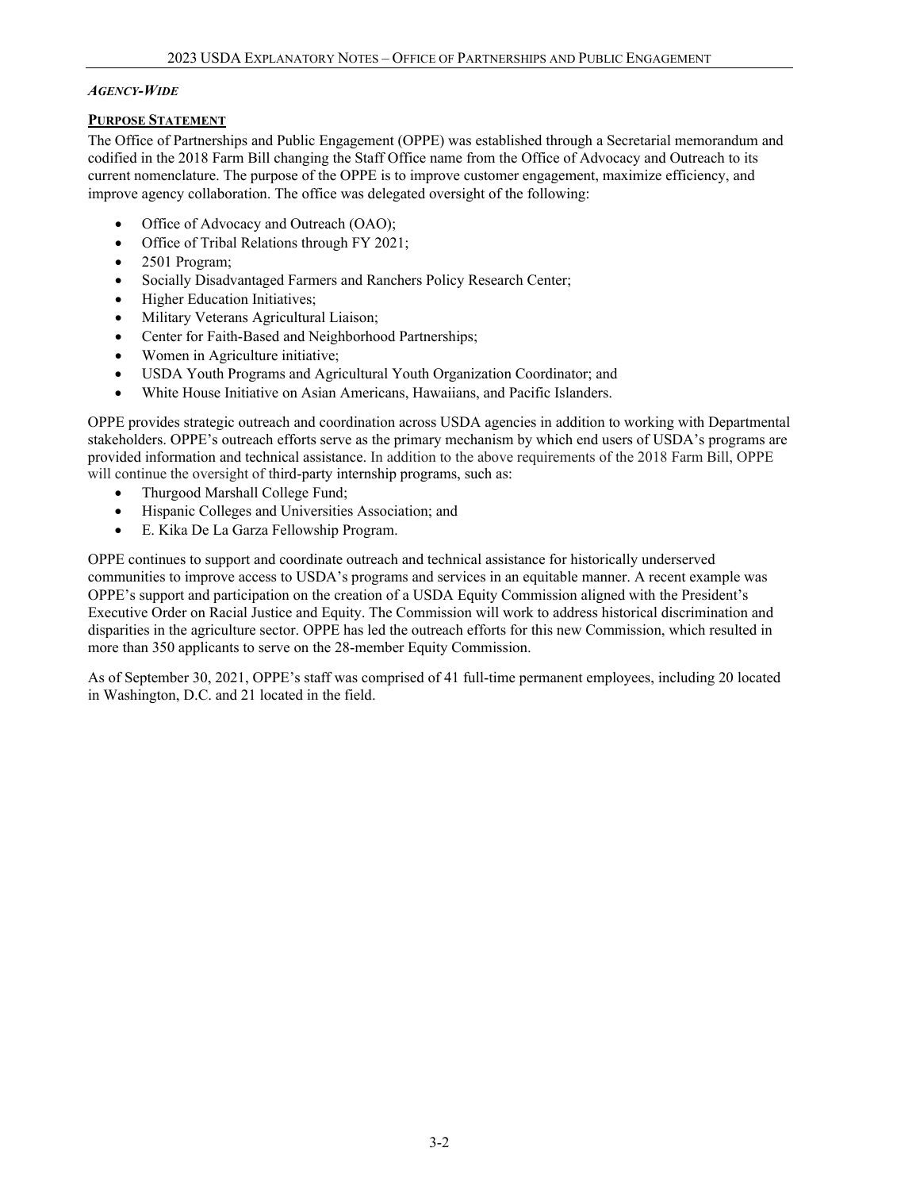***Agency-Wide***

**Purpose Statement**

The Office of Partnerships and Public Engagement (OPPE) was established through a Secretarial memorandum and codified in the 2018 Farm Bill changing the Staff Office name from the Office of Advocacy and Outreach to its current nomenclature. The purpose of the OPPE is to improve customer engagement, maximize efficiency, and improve agency collaboration. The office was delegated oversight of the following:

- Office of Advocacy and Outreach (OAO);
- Office of Tribal Relations through FY 2021;
- 2501 Program;
- Socially Disadvantaged Farmers and Ranchers Policy Research Center;
- Higher Education Initiatives;
- Military Veterans Agricultural Liaison;
- Center for Faith-Based and Neighborhood Partnerships;
- Women in Agriculture initiative;
- USDA Youth Programs and Agricultural Youth Organization Coordinator; and
- White House Initiative on Asian Americans, Hawaiians, and Pacific Islanders.

OPPE provides strategic outreach and coordination across USDA agencies in addition to working with Departmental stakeholders. OPPE's outreach efforts serve as the primary mechanism by which end users of USDA's programs are provided information and technical assistance. In addition to the above requirements of the 2018 Farm Bill, OPPE will continue the oversight of third-party internship programs, such as:

- Thurgood Marshall College Fund;
- Hispanic Colleges and Universities Association; and
- E. Kika De La Garza Fellowship Program.

OPPE continues to support and coordinate outreach and technical assistance for historically underserved communities to improve access to USDA's programs and services in an equitable manner. A recent example was OPPE's support and participation on the creation of a USDA Equity Commission aligned with the President's Executive Order on Racial Justice and Equity. The Commission will work to address historical discrimination and disparities in the agriculture sector. OPPE has led the outreach efforts for this new Commission, which resulted in more than 350 applicants to serve on the 28-member Equity Commission.

As of September 30, 2021, OPPE's staff was comprised of 41 full-time permanent employees, including 20 located in Washington, D.C. and 21 located in the field.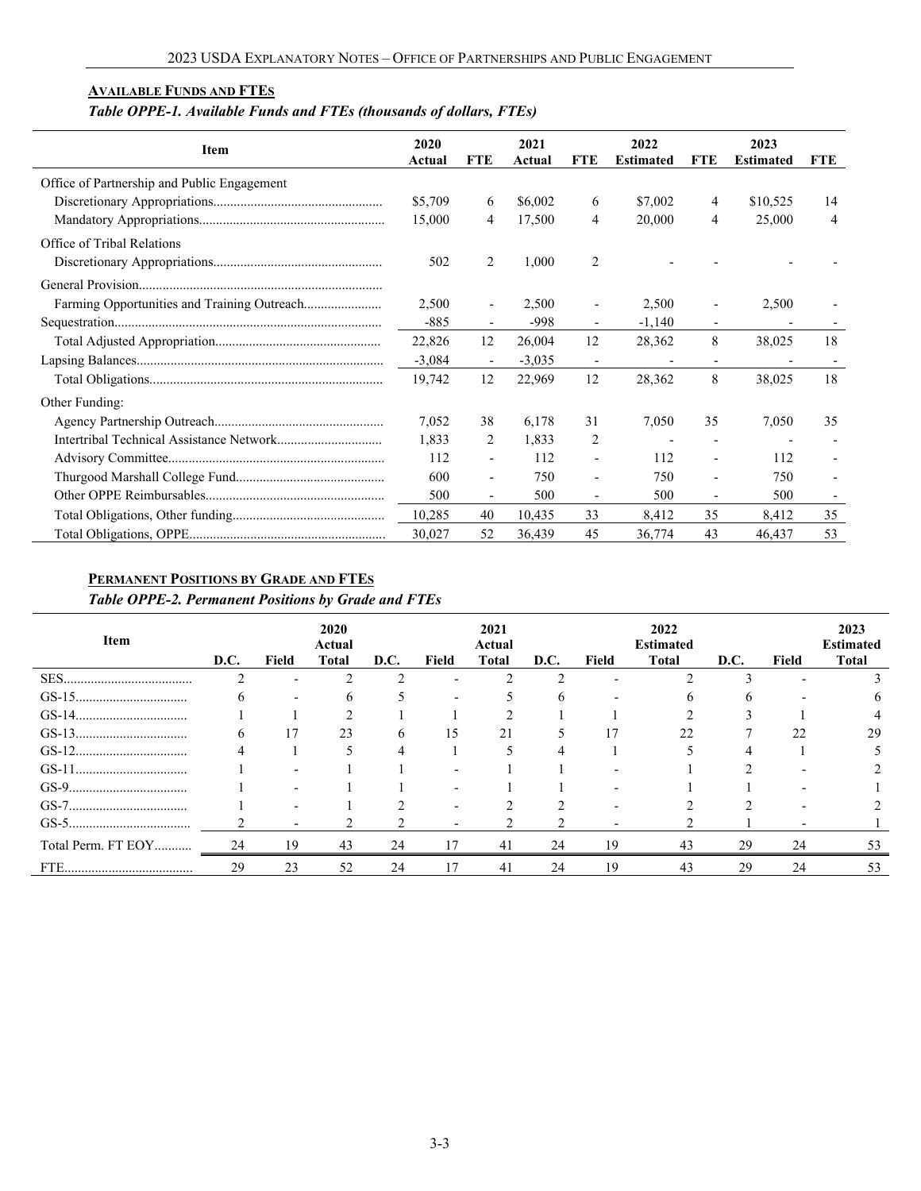## Available Funds and FTEs

*Table OPPE-1. Available Funds and FTEs (thousands of dollars, FTEs)*

| Item | 2020 Actual | FTE | 2021 Actual | FTE | 2022 Estimated | FTE | 2023 Estimated | FTE |
|---|---|---|---|---|---|---|---|---|
| Office of Partnership and Public Engagement | | | | | | | | |
| Discretionary Appropriations | $5,709 | 6 | $6,002 | 6 | $7,002 | 4 | $10,525 | 14 |
| Mandatory Appropriations | 15,000 | 4 | 17,500 | 4 | 20,000 | 4 | 25,000 | 4 |
| Office of Tribal Relations | | | | | | | | |
| Discretionary Appropriations | 502 | 2 | 1,000 | 2 | - | - | - | - |
| General Provision | | | | | | | | |
| Farming Opportunities and Training Outreach | 2,500 | - | 2,500 | - | 2,500 | - | 2,500 | - |
| Sequestration | -885 | - | -998 | - | -1,140 | - | - | - |
| Total Adjusted Appropriation | 22,826 | 12 | 26,004 | 12 | 28,362 | 8 | 38,025 | 18 |
| Lapsing Balances | -3,084 | - | -3,035 | - | - | - | - | - |
| Total Obligations | 19,742 | 12 | 22,969 | 12 | 28,362 | 8 | 38,025 | 18 |
| Other Funding: | | | | | | | | |
| Agency Partnership Outreach | 7,052 | 38 | 6,178 | 31 | 7,050 | 35 | 7,050 | 35 |
| Intertribal Technical Assistance Network | 1,833 | 2 | 1,833 | 2 | - | - | - | - |
| Advisory Committee | 112 | - | 112 | - | 112 | - | 112 | - |
| Thurgood Marshall College Fund | 600 | - | 750 | - | 750 | - | 750 | - |
| Other OPPE Reimbursables | 500 | - | 500 | - | 500 | - | 500 | - |
| Total Obligations, Other funding | 10,285 | 40 | 10,435 | 33 | 8,412 | 35 | 8,412 | 35 |
| Total Obligations, OPPE | 30,027 | 52 | 36,439 | 45 | 36,774 | 43 | 46,437 | 53 |

## Permanent Positions by Grade and FTEs

*Table OPPE-2. Permanent Positions by Grade and FTEs*

| Item | D.C. | Field | 2020 Actual Total | D.C. | Field | 2021 Actual Total | D.C. | Field | 2022 Estimated Total | D.C. | Field | 2023 Estimated Total |
|---|---|---|---|---|---|---|---|---|---|---|---|---|
| SES | 2 | - | 2 | 2 | - | 2 | 2 | - | 2 | 3 | - | 3 |
| GS-15 | 6 | - | 6 | 5 | - | 5 | 6 | - | 6 | 6 | - | 6 |
| GS-14 | 1 | 1 | 2 | 1 | 1 | 2 | 1 | 1 | 2 | 3 | 1 | 4 |
| GS-13 | 6 | 17 | 23 | 6 | 15 | 21 | 5 | 17 | 22 | 7 | 22 | 29 |
| GS-12 | 4 | 1 | 5 | 4 | 1 | 5 | 4 | 1 | 5 | 4 | 1 | 5 |
| GS-11 | 1 | - | 1 | 1 | - | 1 | 1 | - | 1 | 2 | - | 2 |
| GS-9 | 1 | - | 1 | 1 | - | 1 | 1 | - | 1 | 1 | - | 1 |
| GS-7 | 1 | - | 1 | 2 | - | 2 | 2 | - | 2 | 2 | - | 2 |
| GS-5 | 2 | - | 2 | 2 | - | 2 | 2 | - | 2 | 1 | - | 1 |
| Total Perm. FT EOY | 24 | 19 | 43 | 24 | 17 | 41 | 24 | 19 | 43 | 29 | 24 | 53 |
| FTE | 29 | 23 | 52 | 24 | 17 | 41 | 24 | 19 | 43 | 29 | 24 | 53 |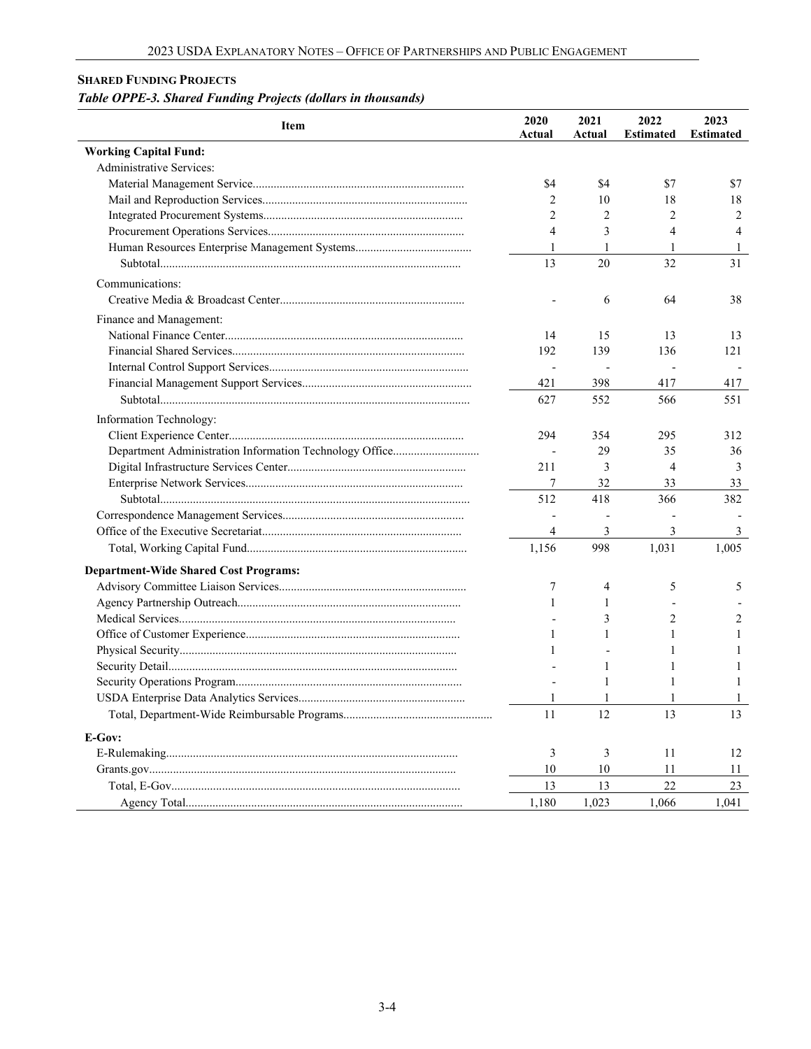**SHARED FUNDING PROJECTS**

***Table OPPE-3. Shared Funding Projects (dollars in thousands)***

| Item | 2020 Actual | 2021 Actual | 2022 Estimated | 2023 Estimated |
|---|---|---|---|---|
| **Working Capital Fund:** | | | | |
| Administrative Services: | | | | |
| Material Management Service | $4 | $4 | $7 | $7 |
| Mail and Reproduction Services | 2 | 10 | 18 | 18 |
| Integrated Procurement Systems | 2 | 2 | 2 | 2 |
| Procurement Operations Services | 4 | 3 | 4 | 4 |
| Human Resources Enterprise Management Systems | 1 | 1 | 1 | 1 |
| Subtotal | 13 | 20 | 32 | 31 |
| Communications: | | | | |
| Creative Media & Broadcast Center | - | 6 | 64 | 38 |
| Finance and Management: | | | | |
| National Finance Center | 14 | 15 | 13 | 13 |
| Financial Shared Services | 192 | 139 | 136 | 121 |
| Internal Control Support Services | - | - | - | - |
| Financial Management Support Services | 421 | 398 | 417 | 417 |
| Subtotal | 627 | 552 | 566 | 551 |
| Information Technology: | | | | |
| Client Experience Center | 294 | 354 | 295 | 312 |
| Department Administration Information Technology Office | - | 29 | 35 | 36 |
| Digital Infrastructure Services Center | 211 | 3 | 4 | 3 |
| Enterprise Network Services | 7 | 32 | 33 | 33 |
| Subtotal | 512 | 418 | 366 | 382 |
| Correspondence Management Services | - | - | - | - |
| Office of the Executive Secretariat | 4 | 3 | 3 | 3 |
| Total, Working Capital Fund | 1,156 | 998 | 1,031 | 1,005 |
| **Department-Wide Shared Cost Programs:** | | | | |
| Advisory Committee Liaison Services | 7 | 4 | 5 | 5 |
| Agency Partnership Outreach | 1 | 1 | - | - |
| Medical Services | - | 3 | 2 | 2 |
| Office of Customer Experience | 1 | 1 | 1 | 1 |
| Physical Security | 1 | - | 1 | 1 |
| Security Detail | - | 1 | 1 | 1 |
| Security Operations Program | - | 1 | 1 | 1 |
| USDA Enterprise Data Analytics Services | 1 | 1 | 1 | 1 |
| Total, Department-Wide Reimbursable Programs | 11 | 12 | 13 | 13 |
| **E-Gov:** | | | | |
| E-Rulemaking | 3 | 3 | 11 | 12 |
| Grants.gov | 10 | 10 | 11 | 11 |
| Total, E-Gov | 13 | 13 | 22 | 23 |
| Agency Total | 1,180 | 1,023 | 1,066 | 1,041 |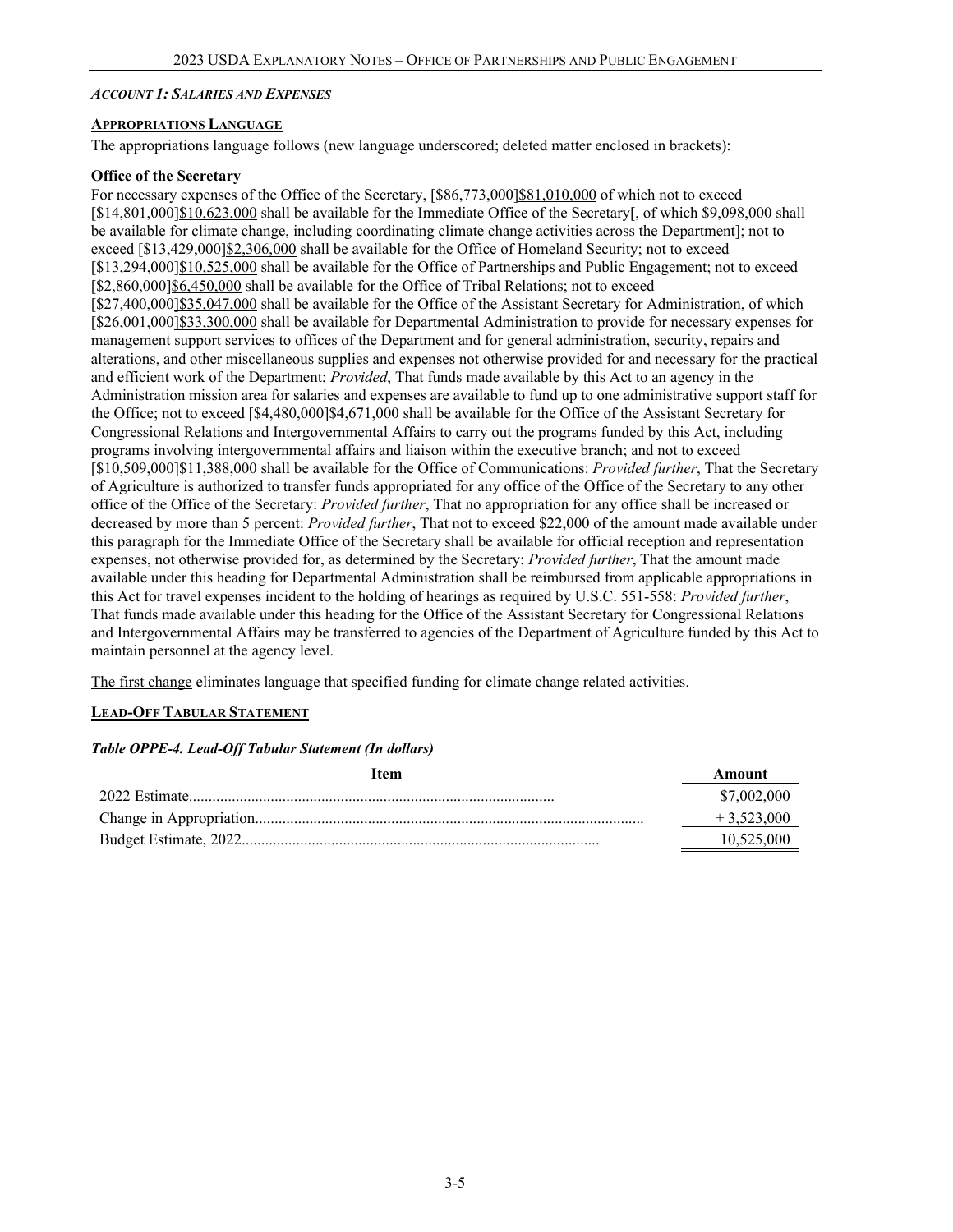*Account 1: Salaries and Expenses*

**Appropriations Language**

The appropriations language follows (new language underscored; deleted matter enclosed in brackets):

**Office of the Secretary**

For necessary expenses of the Office of the Secretary, [$86,773,000]<u>$81,010,000</u> of which not to exceed [$14,801,000]<u>$10,623,000</u> shall be available for the Immediate Office of the Secretary[, of which $9,098,000 shall be available for climate change, including coordinating climate change activities across the Department]; not to exceed [$13,429,000]<u>$2,306,000</u> shall be available for the Office of Homeland Security; not to exceed [$13,294,000]<u>$10,525,000</u> shall be available for the Office of Partnerships and Public Engagement; not to exceed [$2,860,000]<u>$6,450,000</u> shall be available for the Office of Tribal Relations; not to exceed [$27,400,000]<u>$35,047,000</u> shall be available for the Office of the Assistant Secretary for Administration, of which [$26,001,000]<u>$33,300,000</u> shall be available for Departmental Administration to provide for necessary expenses for management support services to offices of the Department and for general administration, security, repairs and alterations, and other miscellaneous supplies and expenses not otherwise provided for and necessary for the practical and efficient work of the Department; *Provided*, That funds made available by this Act to an agency in the Administration mission area for salaries and expenses are available to fund up to one administrative support staff for the Office; not to exceed [$4,480,000]<u>$4,671,000</u> shall be available for the Office of the Assistant Secretary for Congressional Relations and Intergovernmental Affairs to carry out the programs funded by this Act, including programs involving intergovernmental affairs and liaison within the executive branch; and not to exceed [$10,509,000]<u>$11,388,000</u> shall be available for the Office of Communications: *Provided further*, That the Secretary of Agriculture is authorized to transfer funds appropriated for any office of the Office of the Secretary to any other office of the Office of the Secretary: *Provided further*, That no appropriation for any office shall be increased or decreased by more than 5 percent: *Provided further*, That not to exceed $22,000 of the amount made available under this paragraph for the Immediate Office of the Secretary shall be available for official reception and representation expenses, not otherwise provided for, as determined by the Secretary: *Provided further*, That the amount made available under this heading for Departmental Administration shall be reimbursed from applicable appropriations in this Act for travel expenses incident to the holding of hearings as required by U.S.C. 551-558: *Provided further*, That funds made available under this heading for the Office of the Assistant Secretary for Congressional Relations and Intergovernmental Affairs may be transferred to agencies of the Department of Agriculture funded by this Act to maintain personnel at the agency level.

<u>The first change</u> eliminates language that specified funding for climate change related activities.

**Lead-Off Tabular Statement**

***Table OPPE-4. Lead-Off Tabular Statement (In dollars)***

| Item | Amount |
|---|---|
| 2022 Estimate | $7,002,000 |
| Change in Appropriation | + 3,523,000 |
| Budget Estimate, 2022 | 10,525,000 |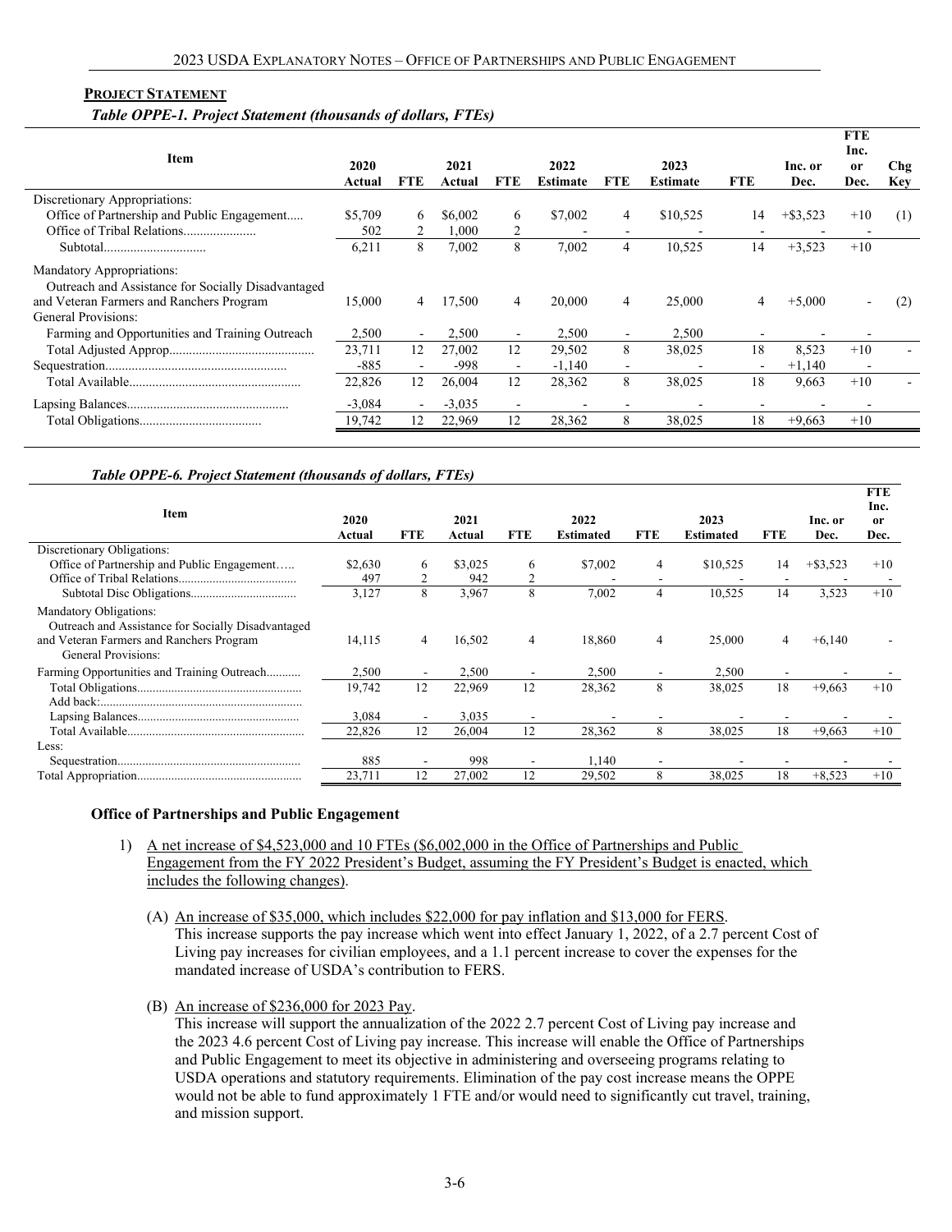**PROJECT STATEMENT**

*Table OPPE-1. Project Statement (thousands of dollars, FTEs)*

| Item | 2020 Actual | FTE | 2021 Actual | FTE | 2022 Estimate | FTE | 2023 Estimate | FTE | Inc. or Dec. | FTE Inc. or Dec. | Chg Key |
|---|---|---|---|---|---|---|---|---|---|---|---|
| Discretionary Appropriations: | | | | | | | | | | | |
| Office of Partnership and Public Engagement..... | $5,709 | 6 | $6,002 | 6 | $7,002 | 4 | $10,525 | 14 | +$3,523 | +10 | (1) |
| Office of Tribal Relations..................... | 502 | 2 | 1,000 | 2 | - | - | - | - | - | - | |
| Subtotal.............................. | 6,211 | 8 | 7,002 | 8 | 7,002 | 4 | 10,525 | 14 | +3,523 | +10 | |
| Mandatory Appropriations: | | | | | | | | | | | |
| Outreach and Assistance for Socially Disadvantaged and Veteran Farmers and Ranchers Program | 15,000 | 4 | 17,500 | 4 | 20,000 | 4 | 25,000 | 4 | +5,000 | - | (2) |
| General Provisions: | | | | | | | | | | | |
| Farming and Opportunities and Training Outreach | 2,500 | - | 2,500 | - | 2,500 | - | 2,500 | - | - | - | |
| Total Adjusted Approp........................................ | 23,711 | 12 | 27,002 | 12 | 29,502 | 8 | 38,025 | 18 | 8,523 | +10 | - |
| Sequestration....................................... | -885 | - | -998 | - | -1,140 | - | - | - | +1,140 | - | |
| Total Available.................................................. | 22,826 | 12 | 26,004 | 12 | 28,362 | 8 | 38,025 | 18 | 9,663 | +10 | - |
| Lapsing Balances................................................ | -3,084 | - | -3,035 | - | - | - | - | - | - | - | |
| Total Obligations.................................... | 19,742 | 12 | 22,969 | 12 | 28,362 | 8 | 38,025 | 18 | +9,663 | +10 | |

*Table OPPE-6. Project Statement (thousands of dollars, FTEs)*

| Item | 2020 Actual | FTE | 2021 Actual | FTE | 2022 Estimated | FTE | 2023 Estimated | FTE | Inc. or Dec. | FTE Inc. or Dec. |
|---|---|---|---|---|---|---|---|---|---|---|
| Discretionary Obligations: | | | | | | | | | | |
| Office of Partnership and Public Engagement….. | $2,630 | 6 | $3,025 | 6 | $7,002 | 4 | $10,525 | 14 | +$3,523 | +10 |
| Office of Tribal Relations..................................... | 497 | 2 | 942 | 2 | - | - | - | - | - | - |
| Subtotal Disc Obligations................................. | 3,127 | 8 | 3,967 | 8 | 7,002 | 4 | 10,525 | 14 | 3,523 | +10 |
| Mandatory Obligations: | | | | | | | | | | |
| Outreach and Assistance for Socially Disadvantaged and Veteran Farmers and Ranchers Program | 14,115 | 4 | 16,502 | 4 | 18,860 | 4 | 25,000 | 4 | +6,140 | - |
| General Provisions: | | | | | | | | | | |
| Farming Opportunities and Training Outreach........... | 2,500 | - | 2,500 | - | 2,500 | - | 2,500 | - | - | - |
| Total Obligations..................................................... | 19,742 | 12 | 22,969 | 12 | 28,362 | 8 | 38,025 | 18 | +9,663 | +10 |
| Add back:................................................................ | | | | | | | | | | |
| Lapsing Balances.................................................... | 3,084 | - | 3,035 | - | - | - | - | - | - | - |
| Total Available......................................................... | 22,826 | 12 | 26,004 | 12 | 28,362 | 8 | 38,025 | 18 | +9,663 | +10 |
| Less: | | | | | | | | | | |
| Sequestration........................................................... | 885 | - | 998 | - | 1,140 | - | - | - | - | - |
| Total Appropriation.................................................... | 23,711 | 12 | 27,002 | 12 | 29,502 | 8 | 38,025 | 18 | +8,523 | +10 |

**Office of Partnerships and Public Engagement**

1) A net increase of $4,523,000 and 10 FTEs ($6,002,000 in the Office of Partnerships and Public Engagement from the FY 2022 President's Budget, assuming the FY President's Budget is enacted, which includes the following changes).

   (A) An increase of $35,000, which includes $22,000 for pay inflation and $13,000 for FERS.
   This increase supports the pay increase which went into effect January 1, 2022, of a 2.7 percent Cost of Living pay increases for civilian employees, and a 1.1 percent increase to cover the expenses for the mandated increase of USDA's contribution to FERS.

   (B) An increase of $236,000 for 2023 Pay.
   This increase will support the annualization of the 2022 2.7 percent Cost of Living pay increase and the 2023 4.6 percent Cost of Living pay increase. This increase will enable the Office of Partnerships and Public Engagement to meet its objective in administering and overseeing programs relating to USDA operations and statutory requirements. Elimination of the pay cost increase means the OPPE would not be able to fund approximately 1 FTE and/or would need to significantly cut travel, training, and mission support.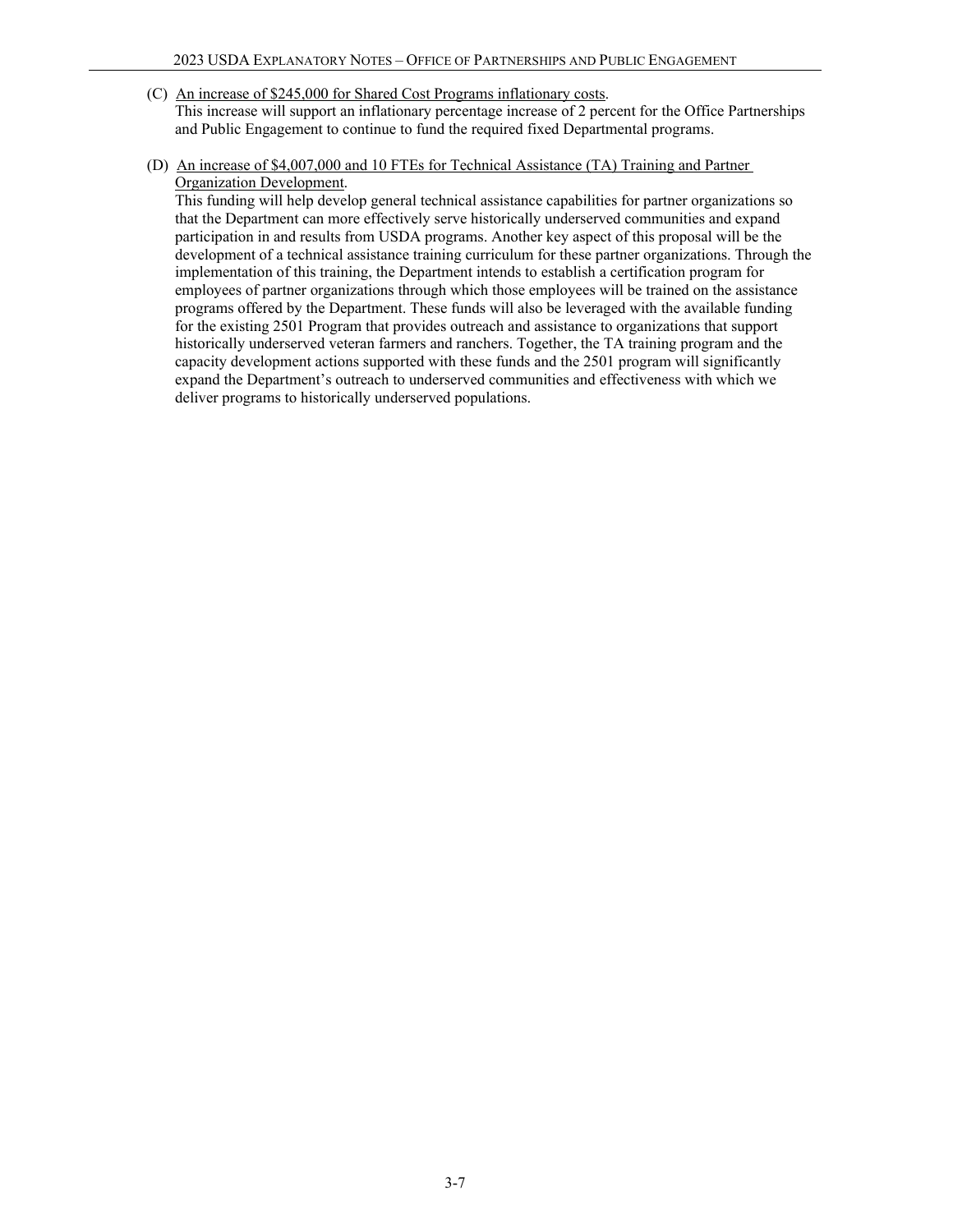(C) <u>An increase of $245,000 for Shared Cost Programs inflationary costs</u>.
This increase will support an inflationary percentage increase of 2 percent for the Office Partnerships and Public Engagement to continue to fund the required fixed Departmental programs.

(D) <u>An increase of $4,007,000 and 10 FTEs for Technical Assistance (TA) Training and Partner Organization Development</u>.
This funding will help develop general technical assistance capabilities for partner organizations so that the Department can more effectively serve historically underserved communities and expand participation in and results from USDA programs. Another key aspect of this proposal will be the development of a technical assistance training curriculum for these partner organizations. Through the implementation of this training, the Department intends to establish a certification program for employees of partner organizations through which those employees will be trained on the assistance programs offered by the Department. These funds will also be leveraged with the available funding for the existing 2501 Program that provides outreach and assistance to organizations that support historically underserved veteran farmers and ranchers. Together, the TA training program and the capacity development actions supported with these funds and the 2501 program will significantly expand the Department's outreach to underserved communities and effectiveness with which we deliver programs to historically underserved populations.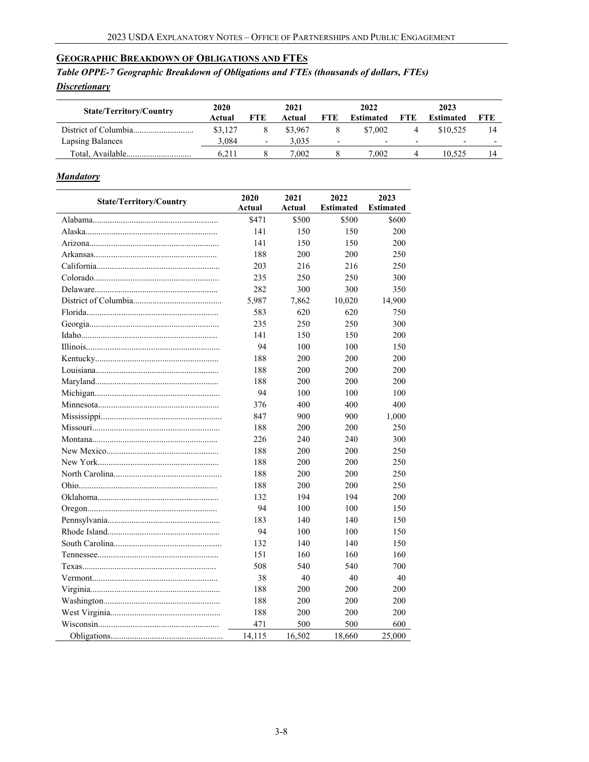## Geographic Breakdown of Obligations and FTEs

***Table OPPE-7 Geographic Breakdown of Obligations and FTEs (thousands of dollars, FTEs)***

***Discretionary***

| State/Territory/Country | 2020 Actual | FTE | 2021 Actual | FTE | 2022 Estimated | FTE | 2023 Estimated | FTE |
|---|---|---|---|---|---|---|---|---|
| District of Columbia | $3,127 | 8 | $3,967 | 8 | $7,002 | 4 | $10,525 | 14 |
| Lapsing Balances | 3,084 | - | 3,035 | - | - | - | - | - |
| Total, Available | 6,211 | 8 | 7,002 | 8 | 7,002 | 4 | 10,525 | 14 |

***Mandatory***

| State/Territory/Country | 2020 Actual | 2021 Actual | 2022 Estimated | 2023 Estimated |
|---|---|---|---|---|
| Alabama | $471 | $500 | $500 | $600 |
| Alaska | 141 | 150 | 150 | 200 |
| Arizona | 141 | 150 | 150 | 200 |
| Arkansas | 188 | 200 | 200 | 250 |
| California | 203 | 216 | 216 | 250 |
| Colorado | 235 | 250 | 250 | 300 |
| Delaware | 282 | 300 | 300 | 350 |
| District of Columbia | 5,987 | 7,862 | 10,020 | 14,900 |
| Florida | 583 | 620 | 620 | 750 |
| Georgia | 235 | 250 | 250 | 300 |
| Idaho | 141 | 150 | 150 | 200 |
| Illinois | 94 | 100 | 100 | 150 |
| Kentucky | 188 | 200 | 200 | 200 |
| Louisiana | 188 | 200 | 200 | 200 |
| Maryland | 188 | 200 | 200 | 200 |
| Michigan | 94 | 100 | 100 | 100 |
| Minnesota | 376 | 400 | 400 | 400 |
| Mississippi | 847 | 900 | 900 | 1,000 |
| Missouri | 188 | 200 | 200 | 250 |
| Montana | 226 | 240 | 240 | 300 |
| New Mexico | 188 | 200 | 200 | 250 |
| New York | 188 | 200 | 200 | 250 |
| North Carolina | 188 | 200 | 200 | 250 |
| Ohio | 188 | 200 | 200 | 250 |
| Oklahoma | 132 | 194 | 194 | 200 |
| Oregon | 94 | 100 | 100 | 150 |
| Pennsylvania | 183 | 140 | 140 | 150 |
| Rhode Island | 94 | 100 | 100 | 150 |
| South Carolina | 132 | 140 | 140 | 150 |
| Tennessee | 151 | 160 | 160 | 160 |
| Texas | 508 | 540 | 540 | 700 |
| Vermont | 38 | 40 | 40 | 40 |
| Virginia | 188 | 200 | 200 | 200 |
| Washington | 188 | 200 | 200 | 200 |
| West Virginia | 188 | 200 | 200 | 200 |
| Wisconsin | 471 | 500 | 500 | 600 |
| Obligations | 14,115 | 16,502 | 18,660 | 25,000 |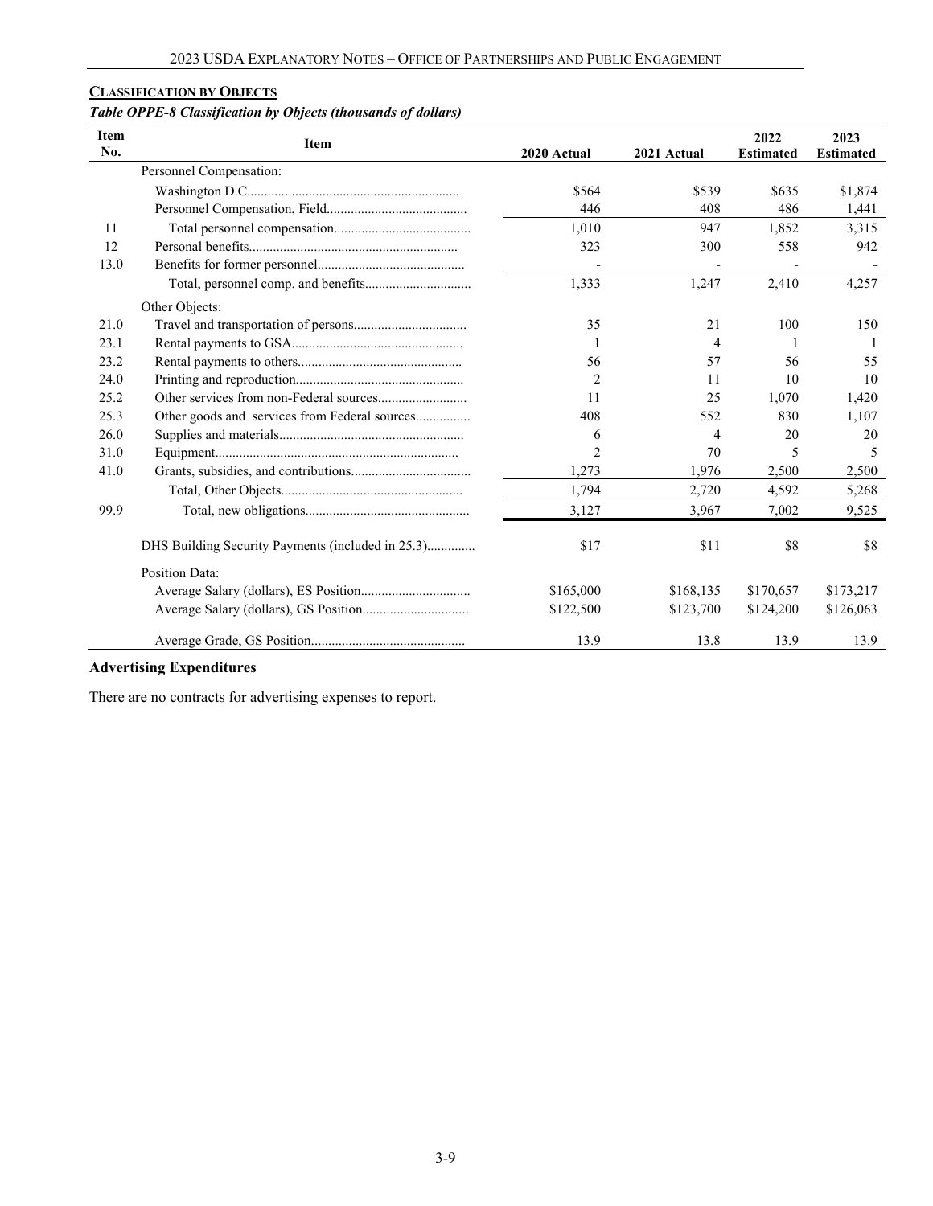## Classification by Objects

*Table OPPE-8 Classification by Objects (thousands of dollars)*

| Item No. | Item | 2020 Actual | 2021 Actual | 2022 Estimated | 2023 Estimated |
|---|---|---|---|---|---|
| | Personnel Compensation: | | | | |
| | Washington D.C. | $564 | $539 | $635 | $1,874 |
| | Personnel Compensation, Field | 446 | 408 | 486 | 1,441 |
| 11 | Total personnel compensation | 1,010 | 947 | 1,852 | 3,315 |
| 12 | Personal benefits | 323 | 300 | 558 | 942 |
| 13.0 | Benefits for former personnel | - | - | - | - |
| | Total, personnel comp. and benefits | 1,333 | 1,247 | 2,410 | 4,257 |
| | Other Objects: | | | | |
| 21.0 | Travel and transportation of persons | 35 | 21 | 100 | 150 |
| 23.1 | Rental payments to GSA | 1 | 4 | 1 | 1 |
| 23.2 | Rental payments to others | 56 | 57 | 56 | 55 |
| 24.0 | Printing and reproduction | 2 | 11 | 10 | 10 |
| 25.2 | Other services from non-Federal sources | 11 | 25 | 1,070 | 1,420 |
| 25.3 | Other goods and services from Federal sources | 408 | 552 | 830 | 1,107 |
| 26.0 | Supplies and materials | 6 | 4 | 20 | 20 |
| 31.0 | Equipment | 2 | 70 | 5 | 5 |
| 41.0 | Grants, subsidies, and contributions | 1,273 | 1,976 | 2,500 | 2,500 |
| | Total, Other Objects | 1,794 | 2,720 | 4,592 | 5,268 |
| 99.9 | Total, new obligations | 3,127 | 3,967 | 7,002 | 9,525 |
| | DHS Building Security Payments (included in 25.3) | $17 | $11 | $8 | $8 |
| | Position Data: | | | | |
| | Average Salary (dollars), ES Position | $165,000 | $168,135 | $170,657 | $173,217 |
| | Average Salary (dollars), GS Position | $122,500 | $123,700 | $124,200 | $126,063 |
| | Average Grade, GS Position | 13.9 | 13.8 | 13.9 | 13.9 |

### Advertising Expenditures

There are no contracts for advertising expenses to report.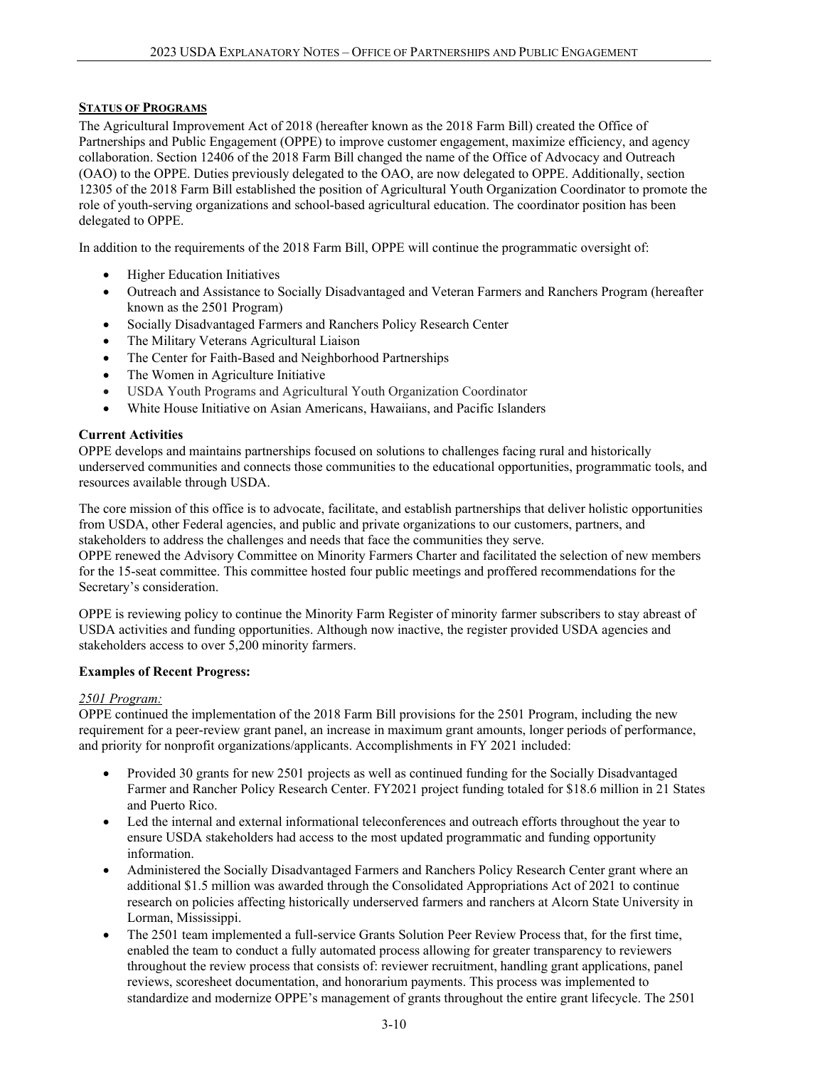## STATUS OF PROGRAMS

The Agricultural Improvement Act of 2018 (hereafter known as the 2018 Farm Bill) created the Office of Partnerships and Public Engagement (OPPE) to improve customer engagement, maximize efficiency, and agency collaboration. Section 12406 of the 2018 Farm Bill changed the name of the Office of Advocacy and Outreach (OAO) to the OPPE. Duties previously delegated to the OAO, are now delegated to OPPE. Additionally, section 12305 of the 2018 Farm Bill established the position of Agricultural Youth Organization Coordinator to promote the role of youth-serving organizations and school-based agricultural education. The coordinator position has been delegated to OPPE.

In addition to the requirements of the 2018 Farm Bill, OPPE will continue the programmatic oversight of:

- Higher Education Initiatives
- Outreach and Assistance to Socially Disadvantaged and Veteran Farmers and Ranchers Program (hereafter known as the 2501 Program)
- Socially Disadvantaged Farmers and Ranchers Policy Research Center
- The Military Veterans Agricultural Liaison
- The Center for Faith-Based and Neighborhood Partnerships
- The Women in Agriculture Initiative
- USDA Youth Programs and Agricultural Youth Organization Coordinator
- White House Initiative on Asian Americans, Hawaiians, and Pacific Islanders

### Current Activities

OPPE develops and maintains partnerships focused on solutions to challenges facing rural and historically underserved communities and connects those communities to the educational opportunities, programmatic tools, and resources available through USDA.

The core mission of this office is to advocate, facilitate, and establish partnerships that deliver holistic opportunities from USDA, other Federal agencies, and public and private organizations to our customers, partners, and stakeholders to address the challenges and needs that face the communities they serve.
OPPE renewed the Advisory Committee on Minority Farmers Charter and facilitated the selection of new members for the 15-seat committee. This committee hosted four public meetings and proffered recommendations for the Secretary's consideration.

OPPE is reviewing policy to continue the Minority Farm Register of minority farmer subscribers to stay abreast of USDA activities and funding opportunities. Although now inactive, the register provided USDA agencies and stakeholders access to over 5,200 minority farmers.

### Examples of Recent Progress:

*2501 Program:*

OPPE continued the implementation of the 2018 Farm Bill provisions for the 2501 Program, including the new requirement for a peer-review grant panel, an increase in maximum grant amounts, longer periods of performance, and priority for nonprofit organizations/applicants. Accomplishments in FY 2021 included:

- Provided 30 grants for new 2501 projects as well as continued funding for the Socially Disadvantaged Farmer and Rancher Policy Research Center. FY2021 project funding totaled for $18.6 million in 21 States and Puerto Rico.
- Led the internal and external informational teleconferences and outreach efforts throughout the year to ensure USDA stakeholders had access to the most updated programmatic and funding opportunity information.
- Administered the Socially Disadvantaged Farmers and Ranchers Policy Research Center grant where an additional $1.5 million was awarded through the Consolidated Appropriations Act of 2021 to continue research on policies affecting historically underserved farmers and ranchers at Alcorn State University in Lorman, Mississippi.
- The 2501 team implemented a full-service Grants Solution Peer Review Process that, for the first time, enabled the team to conduct a fully automated process allowing for greater transparency to reviewers throughout the review process that consists of: reviewer recruitment, handling grant applications, panel reviews, scoresheet documentation, and honorarium payments. This process was implemented to standardize and modernize OPPE's management of grants throughout the entire grant lifecycle. The 2501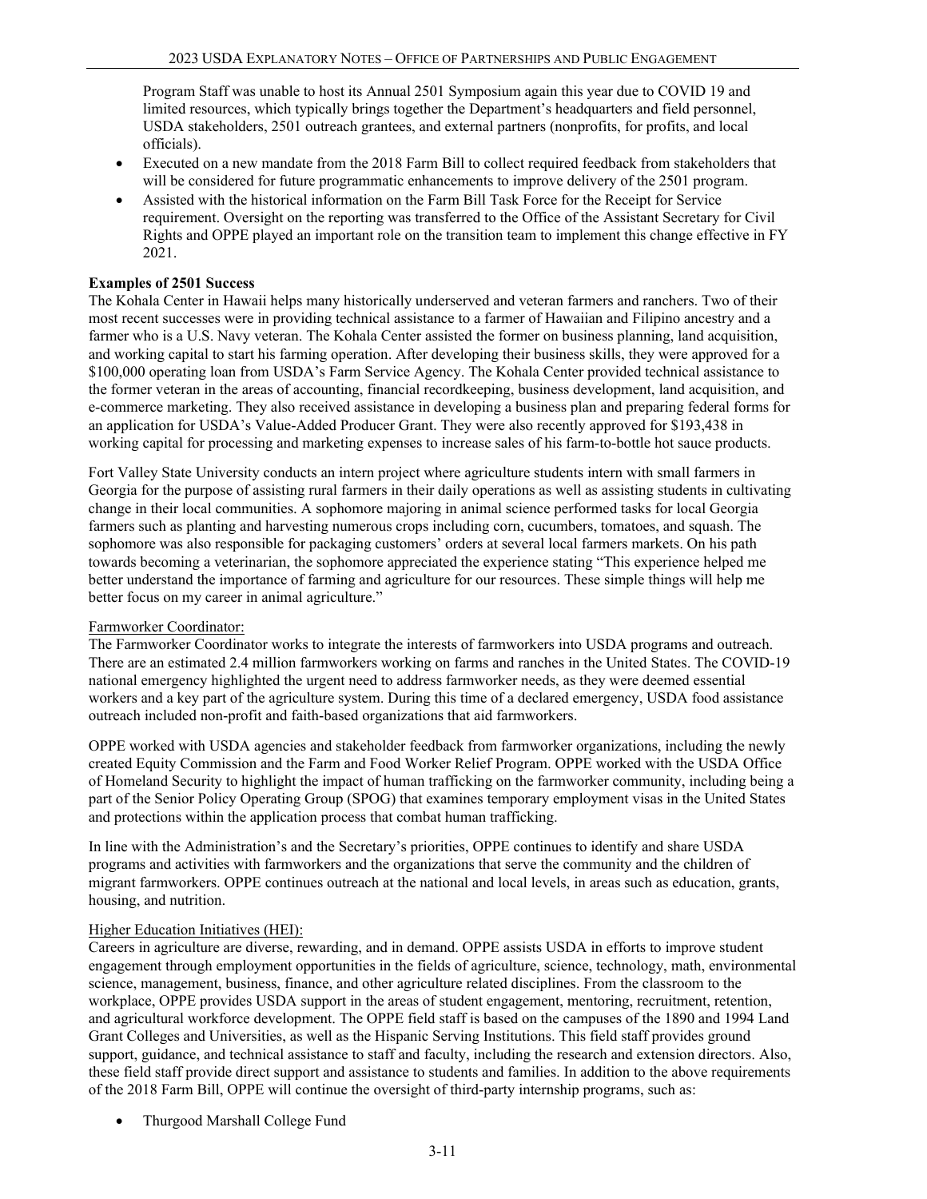Program Staff was unable to host its Annual 2501 Symposium again this year due to COVID 19 and limited resources, which typically brings together the Department's headquarters and field personnel, USDA stakeholders, 2501 outreach grantees, and external partners (nonprofits, for profits, and local officials).

- Executed on a new mandate from the 2018 Farm Bill to collect required feedback from stakeholders that will be considered for future programmatic enhancements to improve delivery of the 2501 program.
- Assisted with the historical information on the Farm Bill Task Force for the Receipt for Service requirement. Oversight on the reporting was transferred to the Office of the Assistant Secretary for Civil Rights and OPPE played an important role on the transition team to implement this change effective in FY 2021.

**Examples of 2501 Success**

The Kohala Center in Hawaii helps many historically underserved and veteran farmers and ranchers. Two of their most recent successes were in providing technical assistance to a farmer of Hawaiian and Filipino ancestry and a farmer who is a U.S. Navy veteran. The Kohala Center assisted the former on business planning, land acquisition, and working capital to start his farming operation. After developing their business skills, they were approved for a $100,000 operating loan from USDA's Farm Service Agency. The Kohala Center provided technical assistance to the former veteran in the areas of accounting, financial recordkeeping, business development, land acquisition, and e-commerce marketing. They also received assistance in developing a business plan and preparing federal forms for an application for USDA's Value-Added Producer Grant. They were also recently approved for $193,438 in working capital for processing and marketing expenses to increase sales of his farm-to-bottle hot sauce products.

Fort Valley State University conducts an intern project where agriculture students intern with small farmers in Georgia for the purpose of assisting rural farmers in their daily operations as well as assisting students in cultivating change in their local communities. A sophomore majoring in animal science performed tasks for local Georgia farmers such as planting and harvesting numerous crops including corn, cucumbers, tomatoes, and squash. The sophomore was also responsible for packaging customers' orders at several local farmers markets. On his path towards becoming a veterinarian, the sophomore appreciated the experience stating "This experience helped me better understand the importance of farming and agriculture for our resources. These simple things will help me better focus on my career in animal agriculture."

Farmworker Coordinator:

The Farmworker Coordinator works to integrate the interests of farmworkers into USDA programs and outreach. There are an estimated 2.4 million farmworkers working on farms and ranches in the United States. The COVID-19 national emergency highlighted the urgent need to address farmworker needs, as they were deemed essential workers and a key part of the agriculture system. During this time of a declared emergency, USDA food assistance outreach included non-profit and faith-based organizations that aid farmworkers.

OPPE worked with USDA agencies and stakeholder feedback from farmworker organizations, including the newly created Equity Commission and the Farm and Food Worker Relief Program. OPPE worked with the USDA Office of Homeland Security to highlight the impact of human trafficking on the farmworker community, including being a part of the Senior Policy Operating Group (SPOG) that examines temporary employment visas in the United States and protections within the application process that combat human trafficking.

In line with the Administration's and the Secretary's priorities, OPPE continues to identify and share USDA programs and activities with farmworkers and the organizations that serve the community and the children of migrant farmworkers. OPPE continues outreach at the national and local levels, in areas such as education, grants, housing, and nutrition.

Higher Education Initiatives (HEI):

Careers in agriculture are diverse, rewarding, and in demand. OPPE assists USDA in efforts to improve student engagement through employment opportunities in the fields of agriculture, science, technology, math, environmental science, management, business, finance, and other agriculture related disciplines. From the classroom to the workplace, OPPE provides USDA support in the areas of student engagement, mentoring, recruitment, retention, and agricultural workforce development. The OPPE field staff is based on the campuses of the 1890 and 1994 Land Grant Colleges and Universities, as well as the Hispanic Serving Institutions. This field staff provides ground support, guidance, and technical assistance to staff and faculty, including the research and extension directors. Also, these field staff provide direct support and assistance to students and families. In addition to the above requirements of the 2018 Farm Bill, OPPE will continue the oversight of third-party internship programs, such as:

- Thurgood Marshall College Fund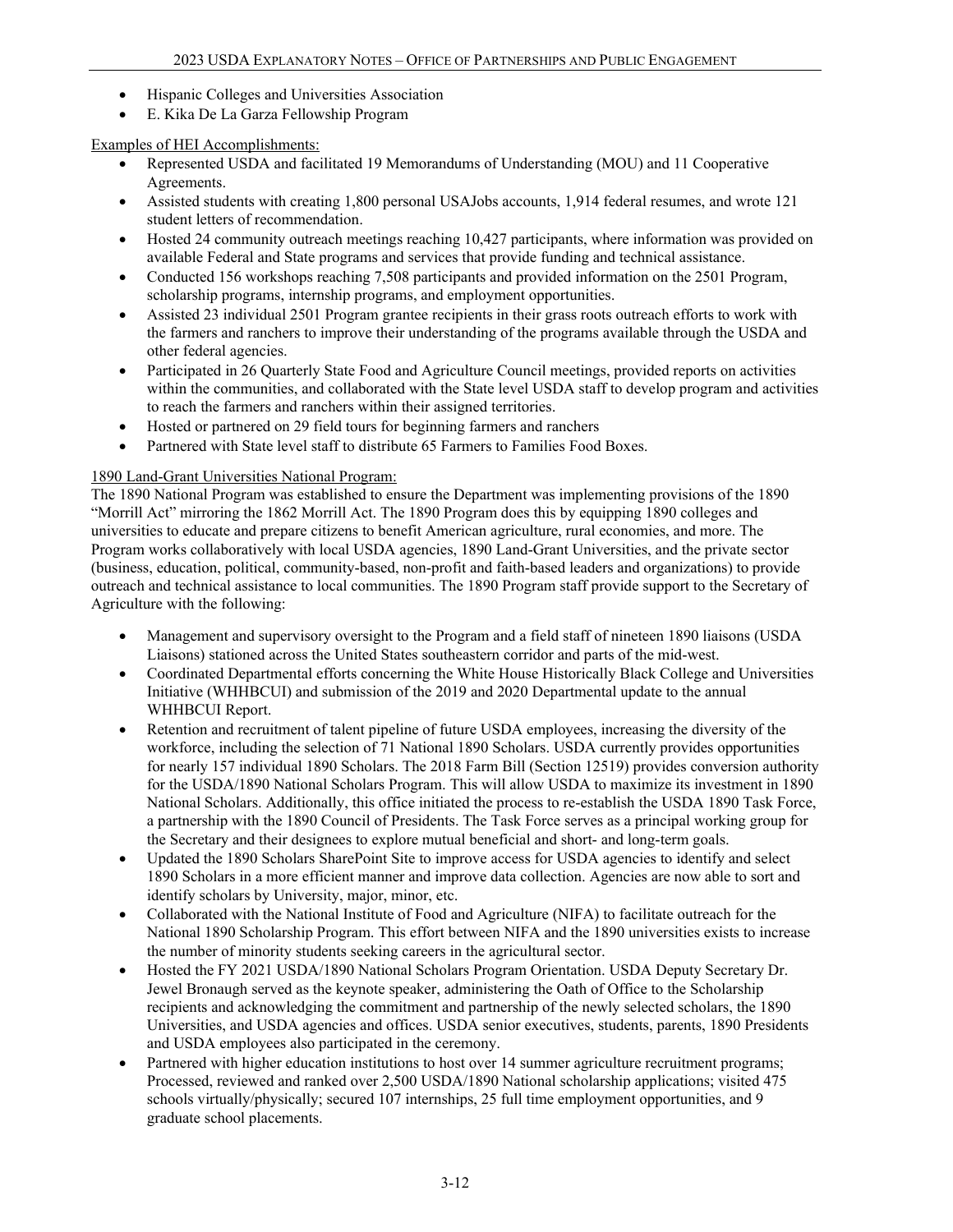- Hispanic Colleges and Universities Association
- E. Kika De La Garza Fellowship Program

Examples of HEI Accomplishments:

- Represented USDA and facilitated 19 Memorandums of Understanding (MOU) and 11 Cooperative Agreements.
- Assisted students with creating 1,800 personal USAJobs accounts, 1,914 federal resumes, and wrote 121 student letters of recommendation.
- Hosted 24 community outreach meetings reaching 10,427 participants, where information was provided on available Federal and State programs and services that provide funding and technical assistance.
- Conducted 156 workshops reaching 7,508 participants and provided information on the 2501 Program, scholarship programs, internship programs, and employment opportunities.
- Assisted 23 individual 2501 Program grantee recipients in their grass roots outreach efforts to work with the farmers and ranchers to improve their understanding of the programs available through the USDA and other federal agencies.
- Participated in 26 Quarterly State Food and Agriculture Council meetings, provided reports on activities within the communities, and collaborated with the State level USDA staff to develop program and activities to reach the farmers and ranchers within their assigned territories.
- Hosted or partnered on 29 field tours for beginning farmers and ranchers
- Partnered with State level staff to distribute 65 Farmers to Families Food Boxes.

1890 Land-Grant Universities National Program:

The 1890 National Program was established to ensure the Department was implementing provisions of the 1890 "Morrill Act" mirroring the 1862 Morrill Act. The 1890 Program does this by equipping 1890 colleges and universities to educate and prepare citizens to benefit American agriculture, rural economies, and more. The Program works collaboratively with local USDA agencies, 1890 Land-Grant Universities, and the private sector (business, education, political, community-based, non-profit and faith-based leaders and organizations) to provide outreach and technical assistance to local communities. The 1890 Program staff provide support to the Secretary of Agriculture with the following:

- Management and supervisory oversight to the Program and a field staff of nineteen 1890 liaisons (USDA Liaisons) stationed across the United States southeastern corridor and parts of the mid-west.
- Coordinated Departmental efforts concerning the White House Historically Black College and Universities Initiative (WHHBCUI) and submission of the 2019 and 2020 Departmental update to the annual WHHBCUI Report.
- Retention and recruitment of talent pipeline of future USDA employees, increasing the diversity of the workforce, including the selection of 71 National 1890 Scholars. USDA currently provides opportunities for nearly 157 individual 1890 Scholars. The 2018 Farm Bill (Section 12519) provides conversion authority for the USDA/1890 National Scholars Program. This will allow USDA to maximize its investment in 1890 National Scholars. Additionally, this office initiated the process to re-establish the USDA 1890 Task Force, a partnership with the 1890 Council of Presidents. The Task Force serves as a principal working group for the Secretary and their designees to explore mutual beneficial and short- and long-term goals.
- Updated the 1890 Scholars SharePoint Site to improve access for USDA agencies to identify and select 1890 Scholars in a more efficient manner and improve data collection. Agencies are now able to sort and identify scholars by University, major, minor, etc.
- Collaborated with the National Institute of Food and Agriculture (NIFA) to facilitate outreach for the National 1890 Scholarship Program. This effort between NIFA and the 1890 universities exists to increase the number of minority students seeking careers in the agricultural sector.
- Hosted the FY 2021 USDA/1890 National Scholars Program Orientation. USDA Deputy Secretary Dr. Jewel Bronaugh served as the keynote speaker, administering the Oath of Office to the Scholarship recipients and acknowledging the commitment and partnership of the newly selected scholars, the 1890 Universities, and USDA agencies and offices. USDA senior executives, students, parents, 1890 Presidents and USDA employees also participated in the ceremony.
- Partnered with higher education institutions to host over 14 summer agriculture recruitment programs; Processed, reviewed and ranked over 2,500 USDA/1890 National scholarship applications; visited 475 schools virtually/physically; secured 107 internships, 25 full time employment opportunities, and 9 graduate school placements.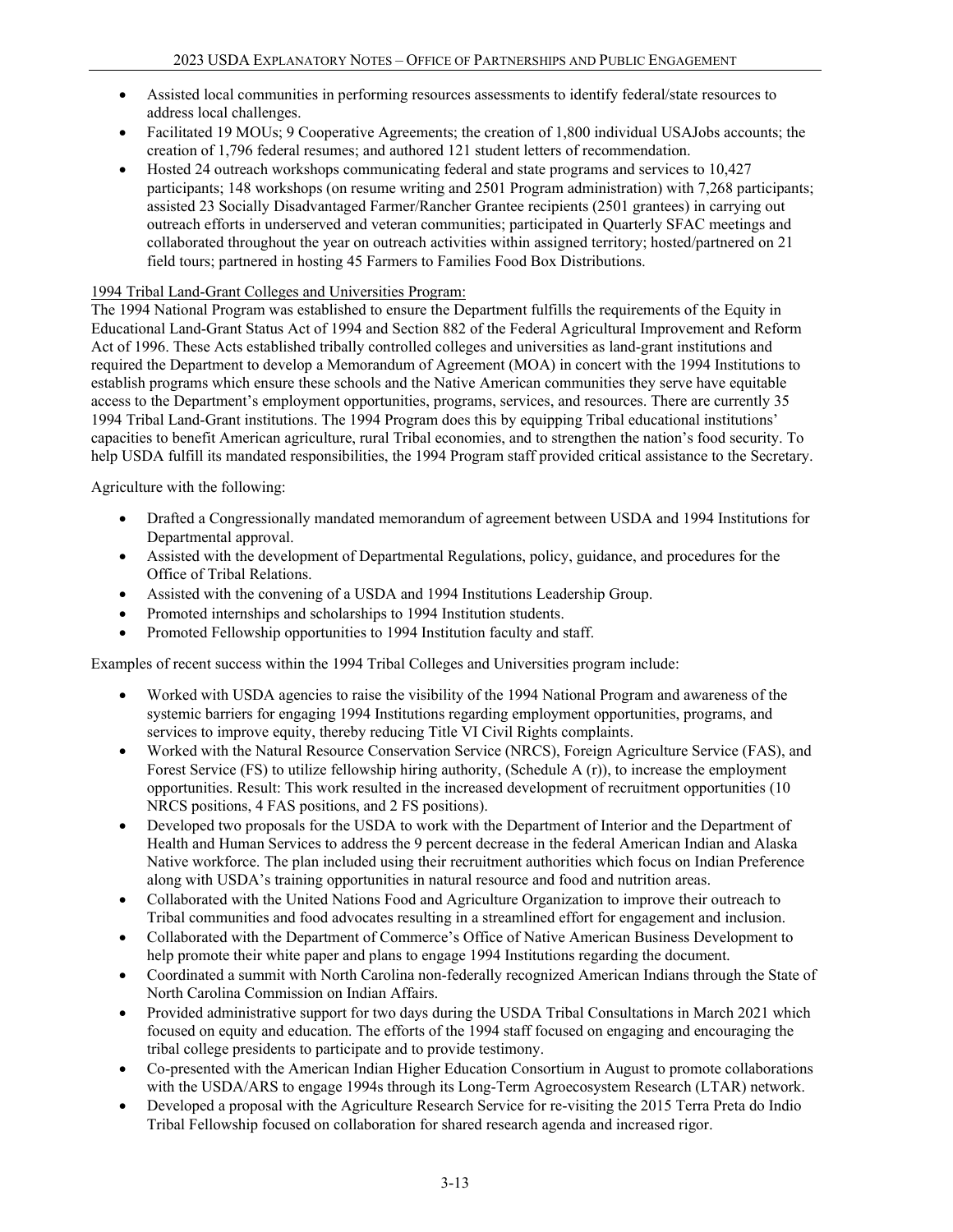- Assisted local communities in performing resources assessments to identify federal/state resources to address local challenges.
- Facilitated 19 MOUs; 9 Cooperative Agreements; the creation of 1,800 individual USAJobs accounts; the creation of 1,796 federal resumes; and authored 121 student letters of recommendation.
- Hosted 24 outreach workshops communicating federal and state programs and services to 10,427 participants; 148 workshops (on resume writing and 2501 Program administration) with 7,268 participants; assisted 23 Socially Disadvantaged Farmer/Rancher Grantee recipients (2501 grantees) in carrying out outreach efforts in underserved and veteran communities; participated in Quarterly SFAC meetings and collaborated throughout the year on outreach activities within assigned territory; hosted/partnered on 21 field tours; partnered in hosting 45 Farmers to Families Food Box Distributions.

1994 Tribal Land-Grant Colleges and Universities Program:

The 1994 National Program was established to ensure the Department fulfills the requirements of the Equity in Educational Land-Grant Status Act of 1994 and Section 882 of the Federal Agricultural Improvement and Reform Act of 1996. These Acts established tribally controlled colleges and universities as land-grant institutions and required the Department to develop a Memorandum of Agreement (MOA) in concert with the 1994 Institutions to establish programs which ensure these schools and the Native American communities they serve have equitable access to the Department's employment opportunities, programs, services, and resources. There are currently 35 1994 Tribal Land-Grant institutions. The 1994 Program does this by equipping Tribal educational institutions' capacities to benefit American agriculture, rural Tribal economies, and to strengthen the nation's food security. To help USDA fulfill its mandated responsibilities, the 1994 Program staff provided critical assistance to the Secretary.

Agriculture with the following:

- Drafted a Congressionally mandated memorandum of agreement between USDA and 1994 Institutions for Departmental approval.
- Assisted with the development of Departmental Regulations, policy, guidance, and procedures for the Office of Tribal Relations.
- Assisted with the convening of a USDA and 1994 Institutions Leadership Group.
- Promoted internships and scholarships to 1994 Institution students.
- Promoted Fellowship opportunities to 1994 Institution faculty and staff.

Examples of recent success within the 1994 Tribal Colleges and Universities program include:

- Worked with USDA agencies to raise the visibility of the 1994 National Program and awareness of the systemic barriers for engaging 1994 Institutions regarding employment opportunities, programs, and services to improve equity, thereby reducing Title VI Civil Rights complaints.
- Worked with the Natural Resource Conservation Service (NRCS), Foreign Agriculture Service (FAS), and Forest Service (FS) to utilize fellowship hiring authority, (Schedule A (r)), to increase the employment opportunities. Result: This work resulted in the increased development of recruitment opportunities (10 NRCS positions, 4 FAS positions, and 2 FS positions).
- Developed two proposals for the USDA to work with the Department of Interior and the Department of Health and Human Services to address the 9 percent decrease in the federal American Indian and Alaska Native workforce. The plan included using their recruitment authorities which focus on Indian Preference along with USDA's training opportunities in natural resource and food and nutrition areas.
- Collaborated with the United Nations Food and Agriculture Organization to improve their outreach to Tribal communities and food advocates resulting in a streamlined effort for engagement and inclusion.
- Collaborated with the Department of Commerce's Office of Native American Business Development to help promote their white paper and plans to engage 1994 Institutions regarding the document.
- Coordinated a summit with North Carolina non-federally recognized American Indians through the State of North Carolina Commission on Indian Affairs.
- Provided administrative support for two days during the USDA Tribal Consultations in March 2021 which focused on equity and education. The efforts of the 1994 staff focused on engaging and encouraging the tribal college presidents to participate and to provide testimony.
- Co-presented with the American Indian Higher Education Consortium in August to promote collaborations with the USDA/ARS to engage 1994s through its Long-Term Agroecosystem Research (LTAR) network.
- Developed a proposal with the Agriculture Research Service for re-visiting the 2015 Terra Preta do Indio Tribal Fellowship focused on collaboration for shared research agenda and increased rigor.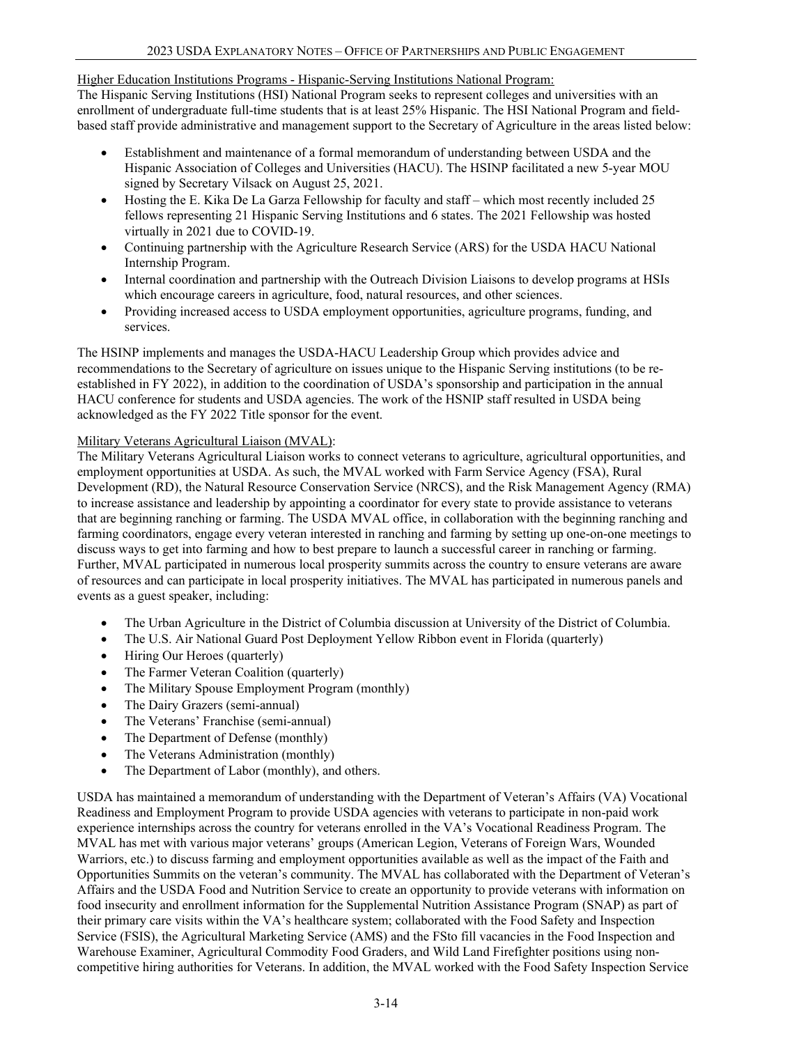Higher Education Institutions Programs - Hispanic-Serving Institutions National Program:

The Hispanic Serving Institutions (HSI) National Program seeks to represent colleges and universities with an enrollment of undergraduate full-time students that is at least 25% Hispanic. The HSI National Program and field-based staff provide administrative and management support to the Secretary of Agriculture in the areas listed below:

- Establishment and maintenance of a formal memorandum of understanding between USDA and the Hispanic Association of Colleges and Universities (HACU). The HSINP facilitated a new 5-year MOU signed by Secretary Vilsack on August 25, 2021.
- Hosting the E. Kika De La Garza Fellowship for faculty and staff – which most recently included 25 fellows representing 21 Hispanic Serving Institutions and 6 states. The 2021 Fellowship was hosted virtually in 2021 due to COVID-19.
- Continuing partnership with the Agriculture Research Service (ARS) for the USDA HACU National Internship Program.
- Internal coordination and partnership with the Outreach Division Liaisons to develop programs at HSIs which encourage careers in agriculture, food, natural resources, and other sciences.
- Providing increased access to USDA employment opportunities, agriculture programs, funding, and services.

The HSINP implements and manages the USDA-HACU Leadership Group which provides advice and recommendations to the Secretary of agriculture on issues unique to the Hispanic Serving institutions (to be re-established in FY 2022), in addition to the coordination of USDA's sponsorship and participation in the annual HACU conference for students and USDA agencies. The work of the HSNIP staff resulted in USDA being acknowledged as the FY 2022 Title sponsor for the event.

Military Veterans Agricultural Liaison (MVAL):

The Military Veterans Agricultural Liaison works to connect veterans to agriculture, agricultural opportunities, and employment opportunities at USDA. As such, the MVAL worked with Farm Service Agency (FSA), Rural Development (RD), the Natural Resource Conservation Service (NRCS), and the Risk Management Agency (RMA) to increase assistance and leadership by appointing a coordinator for every state to provide assistance to veterans that are beginning ranching or farming. The USDA MVAL office, in collaboration with the beginning ranching and farming coordinators, engage every veteran interested in ranching and farming by setting up one-on-one meetings to discuss ways to get into farming and how to best prepare to launch a successful career in ranching or farming. Further, MVAL participated in numerous local prosperity summits across the country to ensure veterans are aware of resources and can participate in local prosperity initiatives. The MVAL has participated in numerous panels and events as a guest speaker, including:

- The Urban Agriculture in the District of Columbia discussion at University of the District of Columbia.
- The U.S. Air National Guard Post Deployment Yellow Ribbon event in Florida (quarterly)
- Hiring Our Heroes (quarterly)
- The Farmer Veteran Coalition (quarterly)
- The Military Spouse Employment Program (monthly)
- The Dairy Grazers (semi-annual)
- The Veterans' Franchise (semi-annual)
- The Department of Defense (monthly)
- The Veterans Administration (monthly)
- The Department of Labor (monthly), and others.

USDA has maintained a memorandum of understanding with the Department of Veteran's Affairs (VA) Vocational Readiness and Employment Program to provide USDA agencies with veterans to participate in non-paid work experience internships across the country for veterans enrolled in the VA's Vocational Readiness Program. The MVAL has met with various major veterans' groups (American Legion, Veterans of Foreign Wars, Wounded Warriors, etc.) to discuss farming and employment opportunities available as well as the impact of the Faith and Opportunities Summits on the veteran's community. The MVAL has collaborated with the Department of Veteran's Affairs and the USDA Food and Nutrition Service to create an opportunity to provide veterans with information on food insecurity and enrollment information for the Supplemental Nutrition Assistance Program (SNAP) as part of their primary care visits within the VA's healthcare system; collaborated with the Food Safety and Inspection Service (FSIS), the Agricultural Marketing Service (AMS) and the FSto fill vacancies in the Food Inspection and Warehouse Examiner, Agricultural Commodity Food Graders, and Wild Land Firefighter positions using non-competitive hiring authorities for Veterans. In addition, the MVAL worked with the Food Safety Inspection Service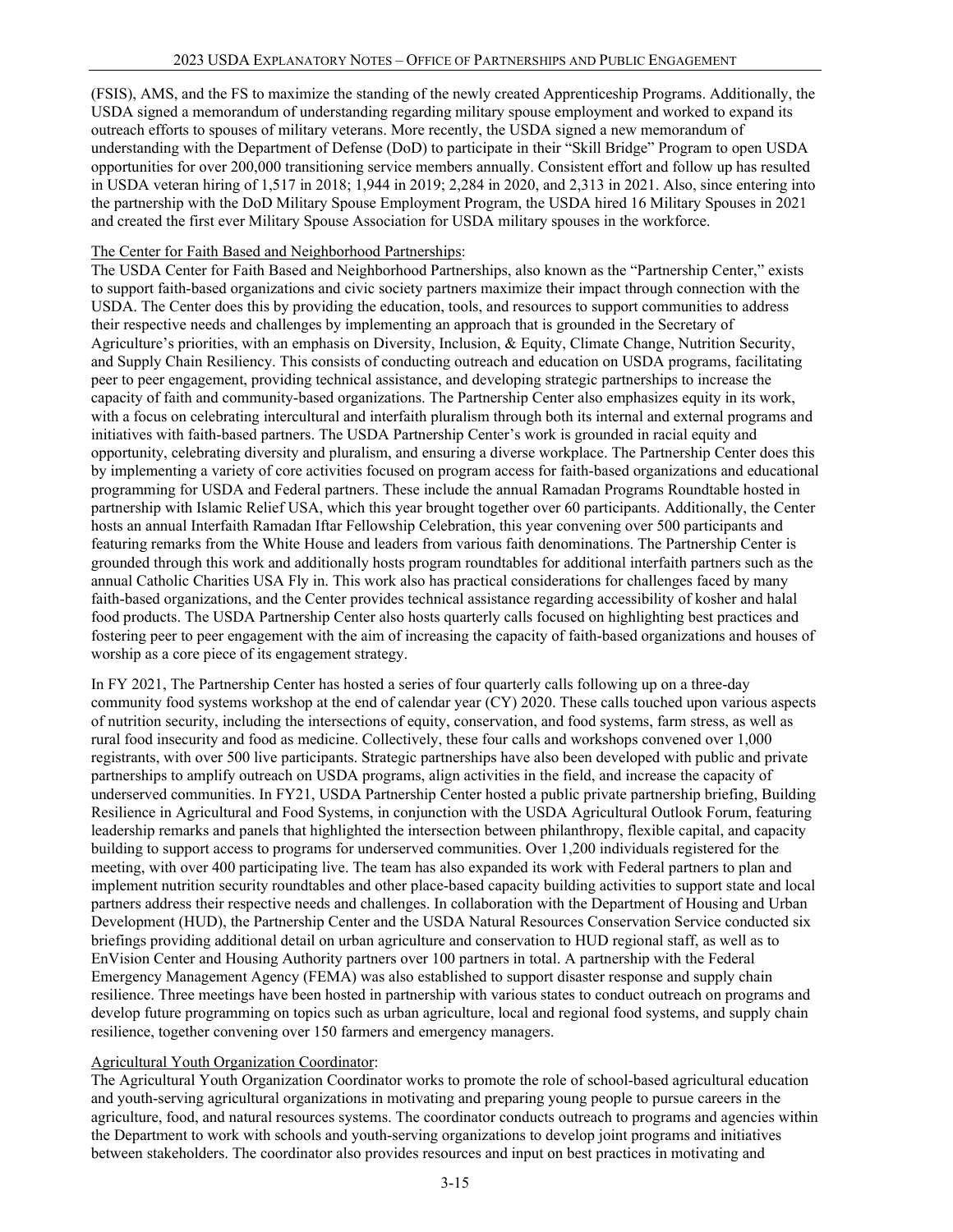(FSIS), AMS, and the FS to maximize the standing of the newly created Apprenticeship Programs. Additionally, the USDA signed a memorandum of understanding regarding military spouse employment and worked to expand its outreach efforts to spouses of military veterans. More recently, the USDA signed a new memorandum of understanding with the Department of Defense (DoD) to participate in their "Skill Bridge" Program to open USDA opportunities for over 200,000 transitioning service members annually. Consistent effort and follow up has resulted in USDA veteran hiring of 1,517 in 2018; 1,944 in 2019; 2,284 in 2020, and 2,313 in 2021. Also, since entering into the partnership with the DoD Military Spouse Employment Program, the USDA hired 16 Military Spouses in 2021 and created the first ever Military Spouse Association for USDA military spouses in the workforce.

The Center for Faith Based and Neighborhood Partnerships:

The USDA Center for Faith Based and Neighborhood Partnerships, also known as the "Partnership Center," exists to support faith-based organizations and civic society partners maximize their impact through connection with the USDA. The Center does this by providing the education, tools, and resources to support communities to address their respective needs and challenges by implementing an approach that is grounded in the Secretary of Agriculture's priorities, with an emphasis on Diversity, Inclusion, & Equity, Climate Change, Nutrition Security, and Supply Chain Resiliency. This consists of conducting outreach and education on USDA programs, facilitating peer to peer engagement, providing technical assistance, and developing strategic partnerships to increase the capacity of faith and community-based organizations. The Partnership Center also emphasizes equity in its work, with a focus on celebrating intercultural and interfaith pluralism through both its internal and external programs and initiatives with faith-based partners. The USDA Partnership Center's work is grounded in racial equity and opportunity, celebrating diversity and pluralism, and ensuring a diverse workplace. The Partnership Center does this by implementing a variety of core activities focused on program access for faith-based organizations and educational programming for USDA and Federal partners. These include the annual Ramadan Programs Roundtable hosted in partnership with Islamic Relief USA, which this year brought together over 60 participants. Additionally, the Center hosts an annual Interfaith Ramadan Iftar Fellowship Celebration, this year convening over 500 participants and featuring remarks from the White House and leaders from various faith denominations. The Partnership Center is grounded through this work and additionally hosts program roundtables for additional interfaith partners such as the annual Catholic Charities USA Fly in. This work also has practical considerations for challenges faced by many faith-based organizations, and the Center provides technical assistance regarding accessibility of kosher and halal food products. The USDA Partnership Center also hosts quarterly calls focused on highlighting best practices and fostering peer to peer engagement with the aim of increasing the capacity of faith-based organizations and houses of worship as a core piece of its engagement strategy.

In FY 2021, The Partnership Center has hosted a series of four quarterly calls following up on a three-day community food systems workshop at the end of calendar year (CY) 2020. These calls touched upon various aspects of nutrition security, including the intersections of equity, conservation, and food systems, farm stress, as well as rural food insecurity and food as medicine. Collectively, these four calls and workshops convened over 1,000 registrants, with over 500 live participants. Strategic partnerships have also been developed with public and private partnerships to amplify outreach on USDA programs, align activities in the field, and increase the capacity of underserved communities. In FY21, USDA Partnership Center hosted a public private partnership briefing, Building Resilience in Agricultural and Food Systems, in conjunction with the USDA Agricultural Outlook Forum, featuring leadership remarks and panels that highlighted the intersection between philanthropy, flexible capital, and capacity building to support access to programs for underserved communities. Over 1,200 individuals registered for the meeting, with over 400 participating live. The team has also expanded its work with Federal partners to plan and implement nutrition security roundtables and other place-based capacity building activities to support state and local partners address their respective needs and challenges. In collaboration with the Department of Housing and Urban Development (HUD), the Partnership Center and the USDA Natural Resources Conservation Service conducted six briefings providing additional detail on urban agriculture and conservation to HUD regional staff, as well as to EnVision Center and Housing Authority partners over 100 partners in total. A partnership with the Federal Emergency Management Agency (FEMA) was also established to support disaster response and supply chain resilience. Three meetings have been hosted in partnership with various states to conduct outreach on programs and develop future programming on topics such as urban agriculture, local and regional food systems, and supply chain resilience, together convening over 150 farmers and emergency managers.

Agricultural Youth Organization Coordinator:

The Agricultural Youth Organization Coordinator works to promote the role of school-based agricultural education and youth-serving agricultural organizations in motivating and preparing young people to pursue careers in the agriculture, food, and natural resources systems. The coordinator conducts outreach to programs and agencies within the Department to work with schools and youth-serving organizations to develop joint programs and initiatives between stakeholders. The coordinator also provides resources and input on best practices in motivating and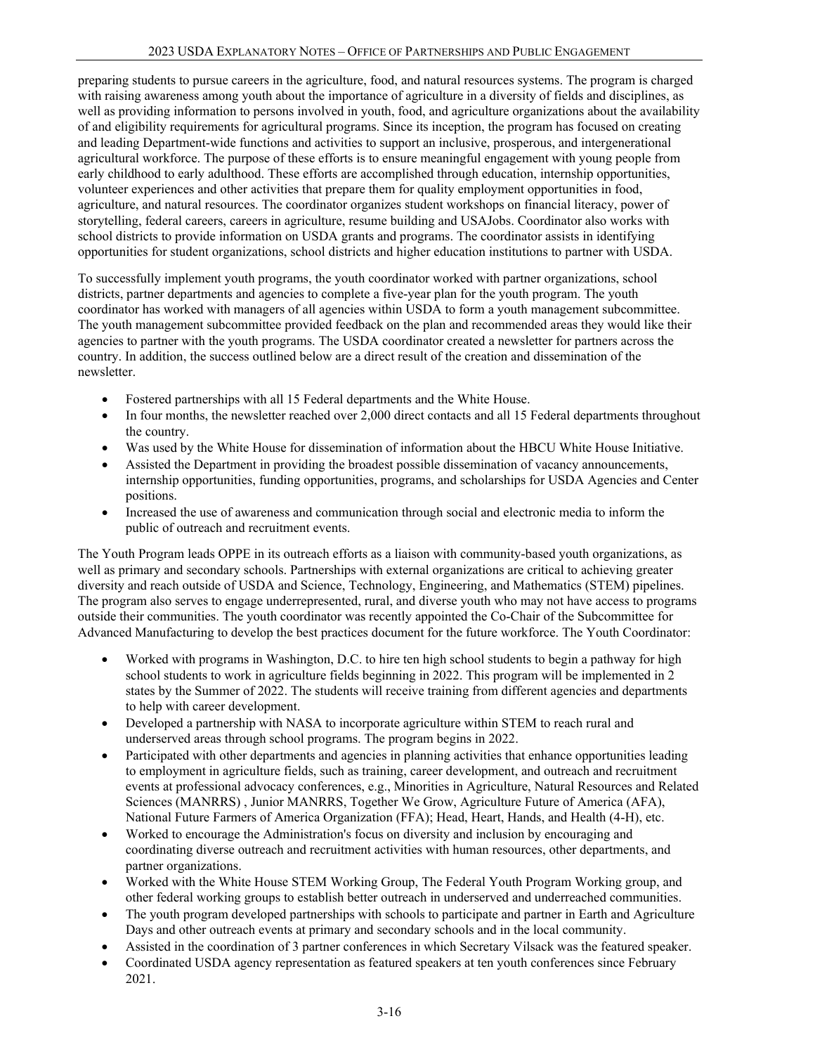preparing students to pursue careers in the agriculture, food, and natural resources systems. The program is charged with raising awareness among youth about the importance of agriculture in a diversity of fields and disciplines, as well as providing information to persons involved in youth, food, and agriculture organizations about the availability of and eligibility requirements for agricultural programs. Since its inception, the program has focused on creating and leading Department-wide functions and activities to support an inclusive, prosperous, and intergenerational agricultural workforce. The purpose of these efforts is to ensure meaningful engagement with young people from early childhood to early adulthood. These efforts are accomplished through education, internship opportunities, volunteer experiences and other activities that prepare them for quality employment opportunities in food, agriculture, and natural resources. The coordinator organizes student workshops on financial literacy, power of storytelling, federal careers, careers in agriculture, resume building and USAJobs. Coordinator also works with school districts to provide information on USDA grants and programs. The coordinator assists in identifying opportunities for student organizations, school districts and higher education institutions to partner with USDA.

To successfully implement youth programs, the youth coordinator worked with partner organizations, school districts, partner departments and agencies to complete a five-year plan for the youth program. The youth coordinator has worked with managers of all agencies within USDA to form a youth management subcommittee. The youth management subcommittee provided feedback on the plan and recommended areas they would like their agencies to partner with the youth programs. The USDA coordinator created a newsletter for partners across the country. In addition, the success outlined below are a direct result of the creation and dissemination of the newsletter.

- Fostered partnerships with all 15 Federal departments and the White House.
- In four months, the newsletter reached over 2,000 direct contacts and all 15 Federal departments throughout the country.
- Was used by the White House for dissemination of information about the HBCU White House Initiative.
- Assisted the Department in providing the broadest possible dissemination of vacancy announcements, internship opportunities, funding opportunities, programs, and scholarships for USDA Agencies and Center positions.
- Increased the use of awareness and communication through social and electronic media to inform the public of outreach and recruitment events.

The Youth Program leads OPPE in its outreach efforts as a liaison with community-based youth organizations, as well as primary and secondary schools. Partnerships with external organizations are critical to achieving greater diversity and reach outside of USDA and Science, Technology, Engineering, and Mathematics (STEM) pipelines. The program also serves to engage underrepresented, rural, and diverse youth who may not have access to programs outside their communities. The youth coordinator was recently appointed the Co-Chair of the Subcommittee for Advanced Manufacturing to develop the best practices document for the future workforce. The Youth Coordinator:

- Worked with programs in Washington, D.C. to hire ten high school students to begin a pathway for high school students to work in agriculture fields beginning in 2022. This program will be implemented in 2 states by the Summer of 2022. The students will receive training from different agencies and departments to help with career development.
- Developed a partnership with NASA to incorporate agriculture within STEM to reach rural and underserved areas through school programs. The program begins in 2022.
- Participated with other departments and agencies in planning activities that enhance opportunities leading to employment in agriculture fields, such as training, career development, and outreach and recruitment events at professional advocacy conferences, e.g., Minorities in Agriculture, Natural Resources and Related Sciences (MANRRS) , Junior MANRRS, Together We Grow, Agriculture Future of America (AFA), National Future Farmers of America Organization (FFA); Head, Heart, Hands, and Health (4-H), etc.
- Worked to encourage the Administration's focus on diversity and inclusion by encouraging and coordinating diverse outreach and recruitment activities with human resources, other departments, and partner organizations.
- Worked with the White House STEM Working Group, The Federal Youth Program Working group, and other federal working groups to establish better outreach in underserved and underreached communities.
- The youth program developed partnerships with schools to participate and partner in Earth and Agriculture Days and other outreach events at primary and secondary schools and in the local community.
- Assisted in the coordination of 3 partner conferences in which Secretary Vilsack was the featured speaker.
- Coordinated USDA agency representation as featured speakers at ten youth conferences since February 2021.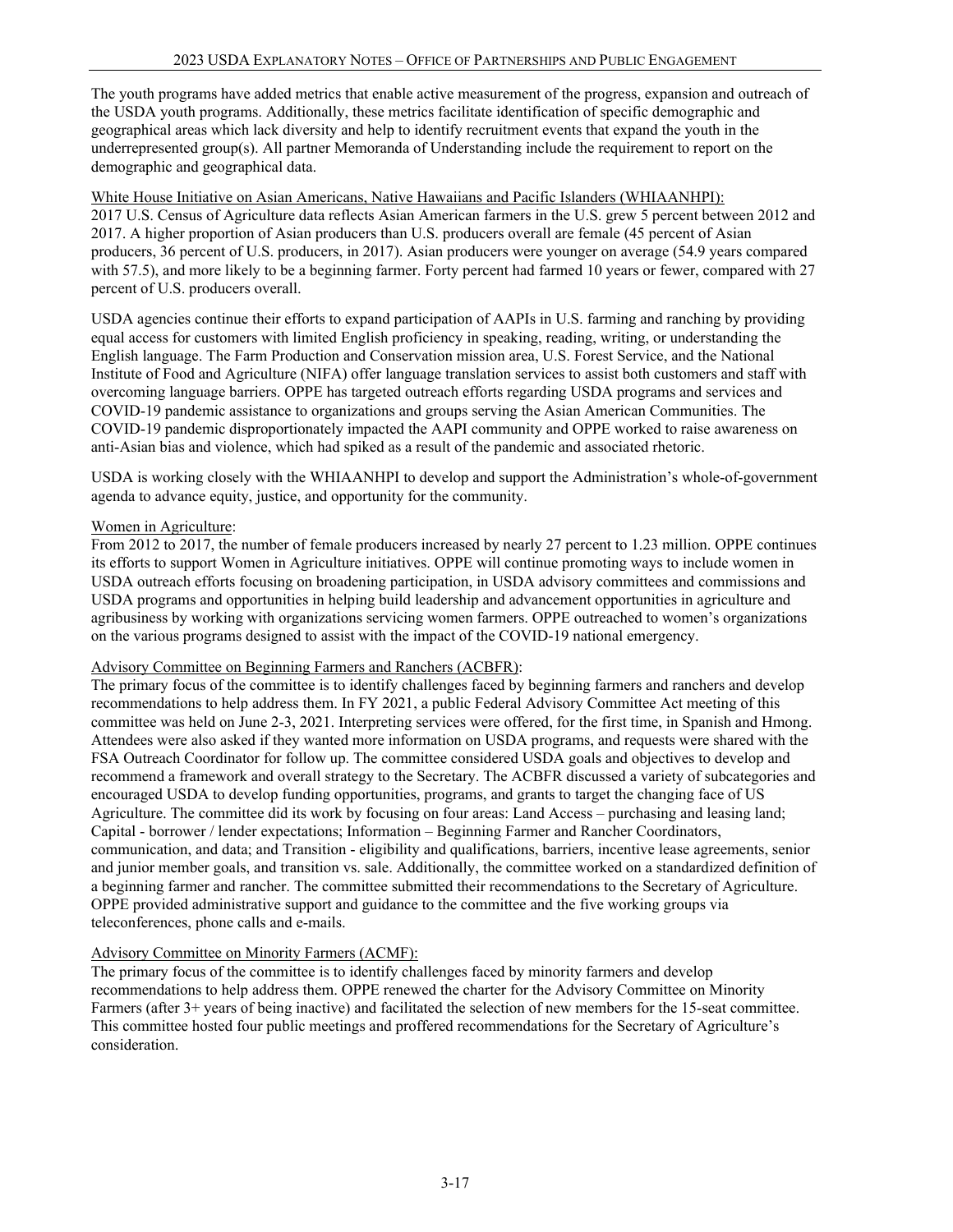The youth programs have added metrics that enable active measurement of the progress, expansion and outreach of the USDA youth programs. Additionally, these metrics facilitate identification of specific demographic and geographical areas which lack diversity and help to identify recruitment events that expand the youth in the underrepresented group(s). All partner Memoranda of Understanding include the requirement to report on the demographic and geographical data.

White House Initiative on Asian Americans, Native Hawaiians and Pacific Islanders (WHIAANHPI):
2017 U.S. Census of Agriculture data reflects Asian American farmers in the U.S. grew 5 percent between 2012 and 2017. A higher proportion of Asian producers than U.S. producers overall are female (45 percent of Asian producers, 36 percent of U.S. producers, in 2017). Asian producers were younger on average (54.9 years compared with 57.5), and more likely to be a beginning farmer. Forty percent had farmed 10 years or fewer, compared with 27 percent of U.S. producers overall.

USDA agencies continue their efforts to expand participation of AAPIs in U.S. farming and ranching by providing equal access for customers with limited English proficiency in speaking, reading, writing, or understanding the English language. The Farm Production and Conservation mission area, U.S. Forest Service, and the National Institute of Food and Agriculture (NIFA) offer language translation services to assist both customers and staff with overcoming language barriers. OPPE has targeted outreach efforts regarding USDA programs and services and COVID-19 pandemic assistance to organizations and groups serving the Asian American Communities. The COVID-19 pandemic disproportionately impacted the AAPI community and OPPE worked to raise awareness on anti-Asian bias and violence, which had spiked as a result of the pandemic and associated rhetoric.

USDA is working closely with the WHIAANHPI to develop and support the Administration's whole-of-government agenda to advance equity, justice, and opportunity for the community.

Women in Agriculture:
From 2012 to 2017, the number of female producers increased by nearly 27 percent to 1.23 million. OPPE continues its efforts to support Women in Agriculture initiatives. OPPE will continue promoting ways to include women in USDA outreach efforts focusing on broadening participation, in USDA advisory committees and commissions and USDA programs and opportunities in helping build leadership and advancement opportunities in agriculture and agribusiness by working with organizations servicing women farmers. OPPE outreached to women's organizations on the various programs designed to assist with the impact of the COVID-19 national emergency.

Advisory Committee on Beginning Farmers and Ranchers (ACBFR):
The primary focus of the committee is to identify challenges faced by beginning farmers and ranchers and develop recommendations to help address them. In FY 2021, a public Federal Advisory Committee Act meeting of this committee was held on June 2-3, 2021. Interpreting services were offered, for the first time, in Spanish and Hmong. Attendees were also asked if they wanted more information on USDA programs, and requests were shared with the FSA Outreach Coordinator for follow up. The committee considered USDA goals and objectives to develop and recommend a framework and overall strategy to the Secretary. The ACBFR discussed a variety of subcategories and encouraged USDA to develop funding opportunities, programs, and grants to target the changing face of US Agriculture. The committee did its work by focusing on four areas: Land Access – purchasing and leasing land; Capital - borrower / lender expectations; Information – Beginning Farmer and Rancher Coordinators, communication, and data; and Transition - eligibility and qualifications, barriers, incentive lease agreements, senior and junior member goals, and transition vs. sale. Additionally, the committee worked on a standardized definition of a beginning farmer and rancher. The committee submitted their recommendations to the Secretary of Agriculture. OPPE provided administrative support and guidance to the committee and the five working groups via teleconferences, phone calls and e-mails.

Advisory Committee on Minority Farmers (ACMF):
The primary focus of the committee is to identify challenges faced by minority farmers and develop recommendations to help address them. OPPE renewed the charter for the Advisory Committee on Minority Farmers (after 3+ years of being inactive) and facilitated the selection of new members for the 15-seat committee. This committee hosted four public meetings and proffered recommendations for the Secretary of Agriculture's consideration.